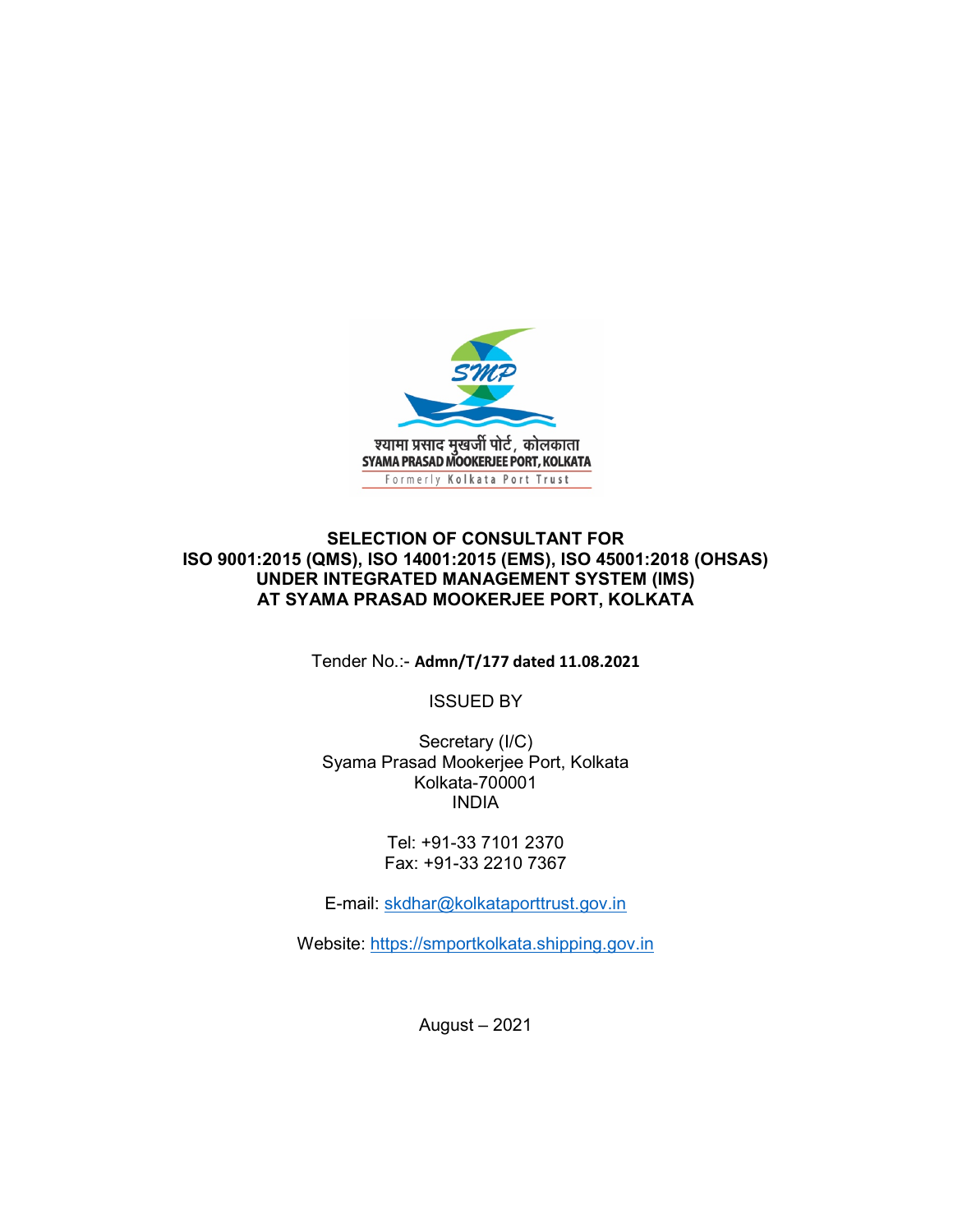श्यामा प्रसाद मुखर्जी पोर्ट, कोलकाता
SYAMA PRASAD MOOKERJEE PORT, KOLKATA
Formerly Kolkata Port Trust

# SELECTION OF CONSULTANT FOR ISO 9001:2015 (QMS), ISO 14001:2015 (EMS), ISO 45001:2018 (OHSAS) UNDER INTEGRATED MANAGEMENT SYSTEM (IMS) AT SYAMA PRASAD MOOKERJEE PORT, KOLKATA

Tender No.:- **Admn/T/177 dated 11.08.2021**

ISSUED BY

Secretary (I/C)
Syama Prasad Mookerjee Port, Kolkata
Kolkata-700001
INDIA

Tel: +91-33 7101 2370
Fax: +91-33 2210 7367

E-mail: skdhar@kolkataporttrust.gov.in

Website: https://smportkolkata.shipping.gov.in

August – 2021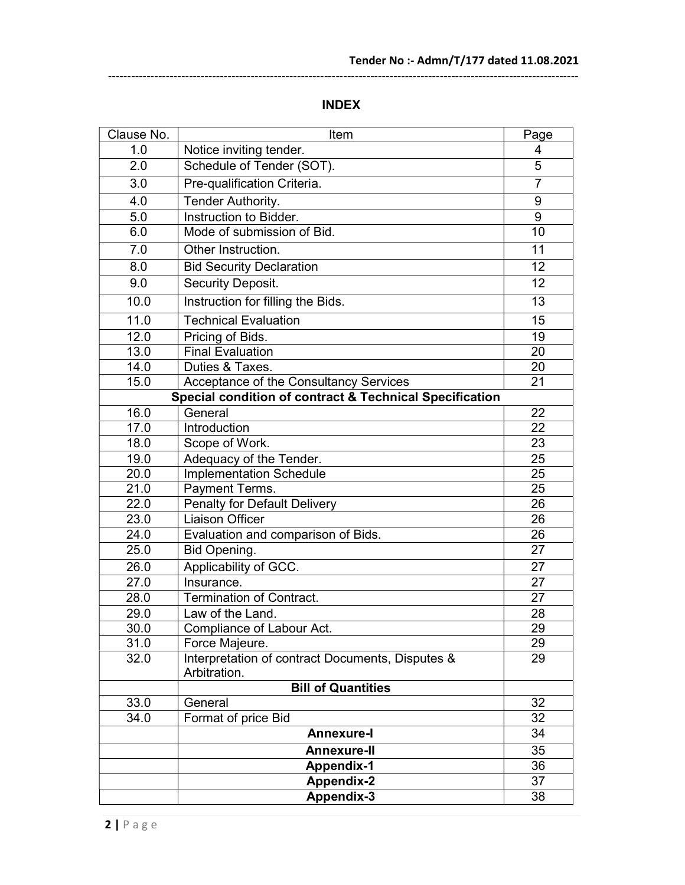# INDEX

| Clause No. | Item | Page |
|---|---|---|
| 1.0 | Notice inviting tender. | 4 |
| 2.0 | Schedule of Tender (SOT). | 5 |
| 3.0 | Pre-qualification Criteria. | 7 |
| 4.0 | Tender Authority. | 9 |
| 5.0 | Instruction to Bidder. | 9 |
| 6.0 | Mode of submission of Bid. | 10 |
| 7.0 | Other Instruction. | 11 |
| 8.0 | Bid Security Declaration | 12 |
| 9.0 | Security Deposit. | 12 |
| 10.0 | Instruction for filling the Bids. | 13 |
| 11.0 | Technical Evaluation | 15 |
| 12.0 | Pricing of Bids. | 19 |
| 13.0 | Final Evaluation | 20 |
| 14.0 | Duties & Taxes. | 20 |
| 15.0 | Acceptance of the Consultancy Services | 21 |
| | **Special condition of contract & Technical Specification** | |
| 16.0 | General | 22 |
| 17.0 | Introduction | 22 |
| 18.0 | Scope of Work. | 23 |
| 19.0 | Adequacy of the Tender. | 25 |
| 20.0 | Implementation Schedule | 25 |
| 21.0 | Payment Terms. | 25 |
| 22.0 | Penalty for Default Delivery | 26 |
| 23.0 | Liaison Officer | 26 |
| 24.0 | Evaluation and comparison of Bids. | 26 |
| 25.0 | Bid Opening. | 27 |
| 26.0 | Applicability of GCC. | 27 |
| 27.0 | Insurance. | 27 |
| 28.0 | Termination of Contract. | 27 |
| 29.0 | Law of the Land. | 28 |
| 30.0 | Compliance of Labour Act. | 29 |
| 31.0 | Force Majeure. | 29 |
| 32.0 | Interpretation of contract Documents, Disputes & Arbitration. | 29 |
| | **Bill of Quantities** | |
| 33.0 | General | 32 |
| 34.0 | Format of price Bid | 32 |
| | **Annexure-I** | 34 |
| | **Annexure-II** | 35 |
| | **Appendix-1** | 36 |
| | **Appendix-2** | 37 |
| | **Appendix-3** | 38 |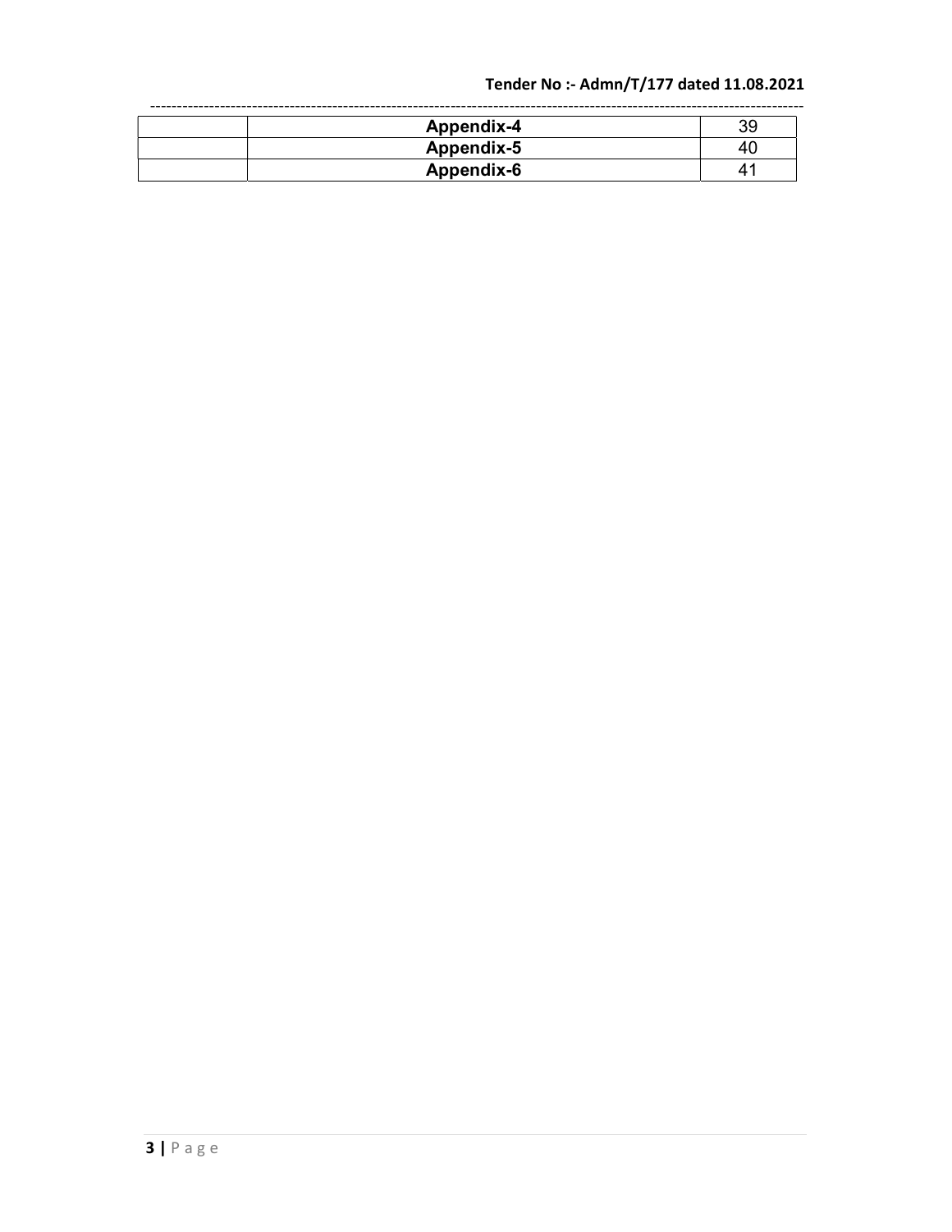| | | |
|---|---|---|
| | **Appendix-4** | 39 |
| | **Appendix-5** | 40 |
| | **Appendix-6** | 41 |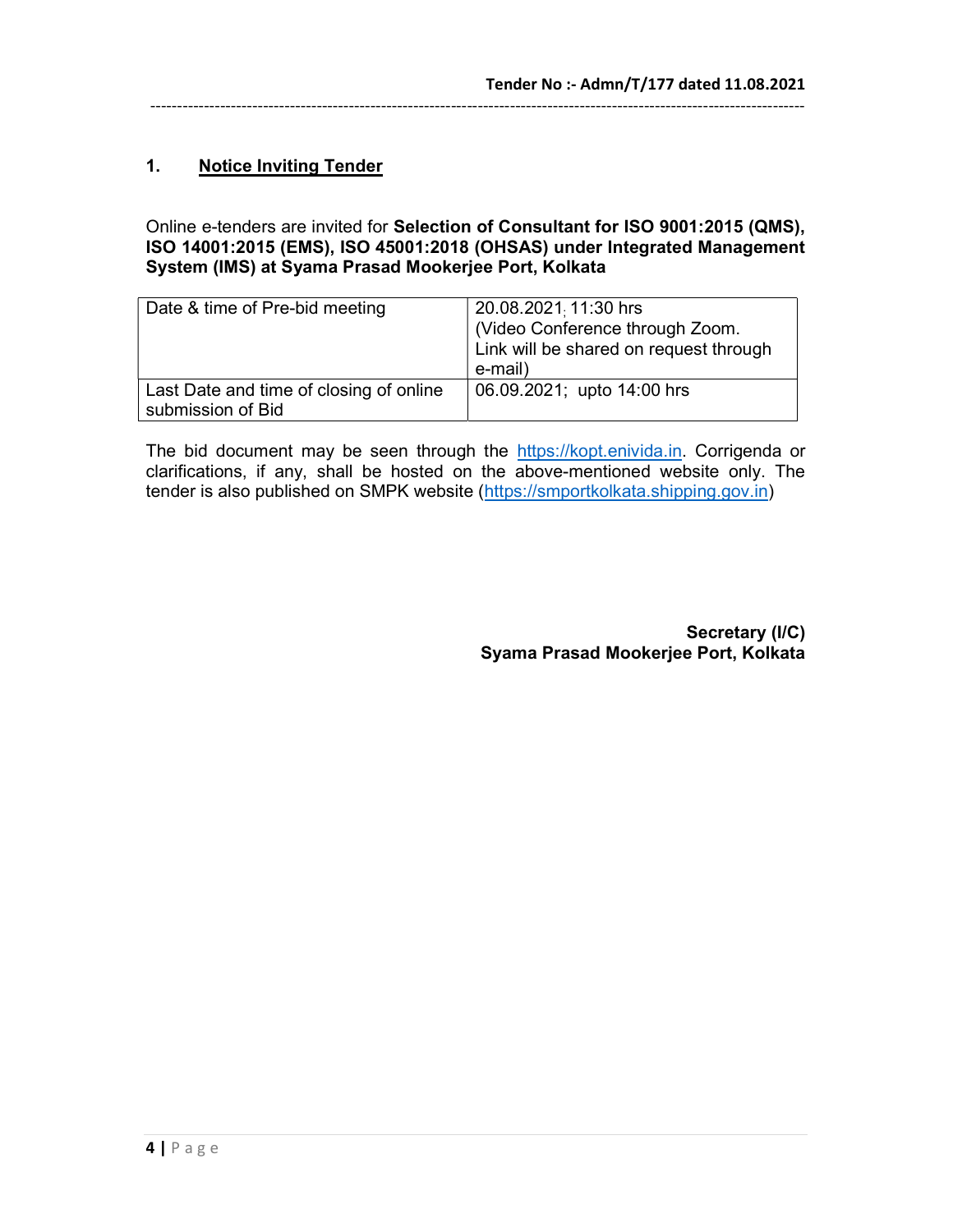## 1. Notice Inviting Tender

Online e-tenders are invited for **Selection of Consultant for ISO 9001:2015 (QMS), ISO 14001:2015 (EMS), ISO 45001:2018 (OHSAS) under Integrated Management System (IMS) at Syama Prasad Mookerjee Port, Kolkata**

| Date & time of Pre-bid meeting | 20.08.2021; 11:30 hrs (Video Conference through Zoom. Link will be shared on request through e-mail) |
|---|---|
| Last Date and time of closing of online submission of Bid | 06.09.2021; upto 14:00 hrs |

The bid document may be seen through the https://kopt.enivida.in. Corrigenda or clarifications, if any, shall be hosted on the above-mentioned website only. The tender is also published on SMPK website (https://smportkolkata.shipping.gov.in)

**Secretary (I/C)**
**Syama Prasad Mookerjee Port, Kolkata**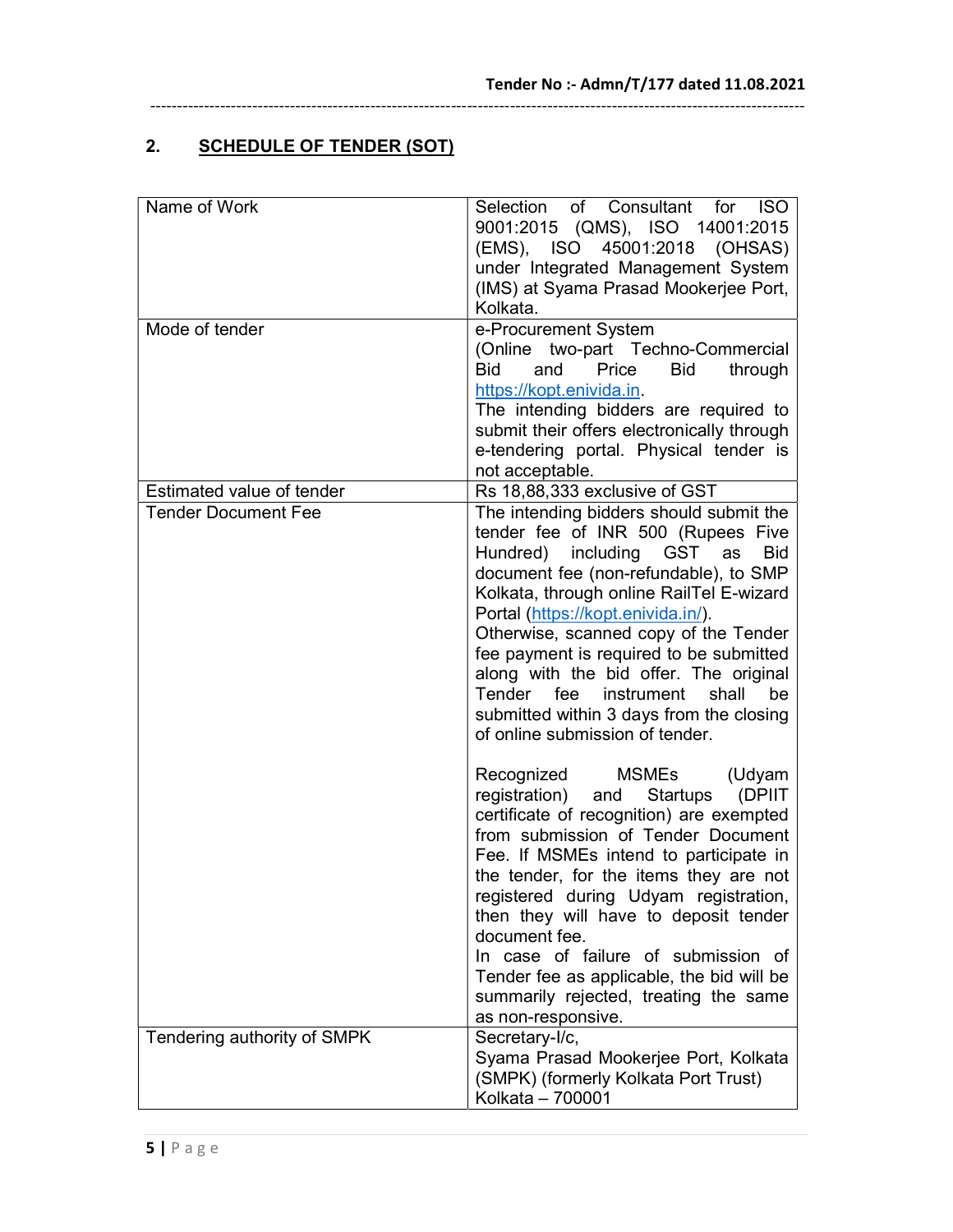## 2. SCHEDULE OF TENDER (SOT)

| | |
|---|---|
| Name of Work | Selection of Consultant for ISO 9001:2015 (QMS), ISO 14001:2015 (EMS), ISO 45001:2018 (OHSAS) under Integrated Management System (IMS) at Syama Prasad Mookerjee Port, Kolkata. |
| Mode of tender | e-Procurement System (Online two-part Techno-Commercial Bid and Price Bid through https://kopt.enivida.in. The intending bidders are required to submit their offers electronically through e-tendering portal. Physical tender is not acceptable. |
| Estimated value of tender | Rs 18,88,333 exclusive of GST |
| Tender Document Fee | The intending bidders should submit the tender fee of INR 500 (Rupees Five Hundred) including GST as Bid document fee (non-refundable), to SMP Kolkata, through online RailTel E-wizard Portal (https://kopt.enivida.in/).<br>Otherwise, scanned copy of the Tender fee payment is required to be submitted along with the bid offer. The original Tender fee instrument shall be submitted within 3 days from the closing of online submission of tender.<br><br>Recognized MSMEs (Udyam registration) and Startups (DPIIT certificate of recognition) are exempted from submission of Tender Document Fee. If MSMEs intend to participate in the tender, for the items they are not registered during Udyam registration, then they will have to deposit tender document fee.<br>In case of failure of submission of Tender fee as applicable, the bid will be summarily rejected, treating the same as non-responsive. |
| Tendering authority of SMPK | Secretary-I/c,<br>Syama Prasad Mookerjee Port, Kolkata (SMPK) (formerly Kolkata Port Trust)<br>Kolkata – 700001 |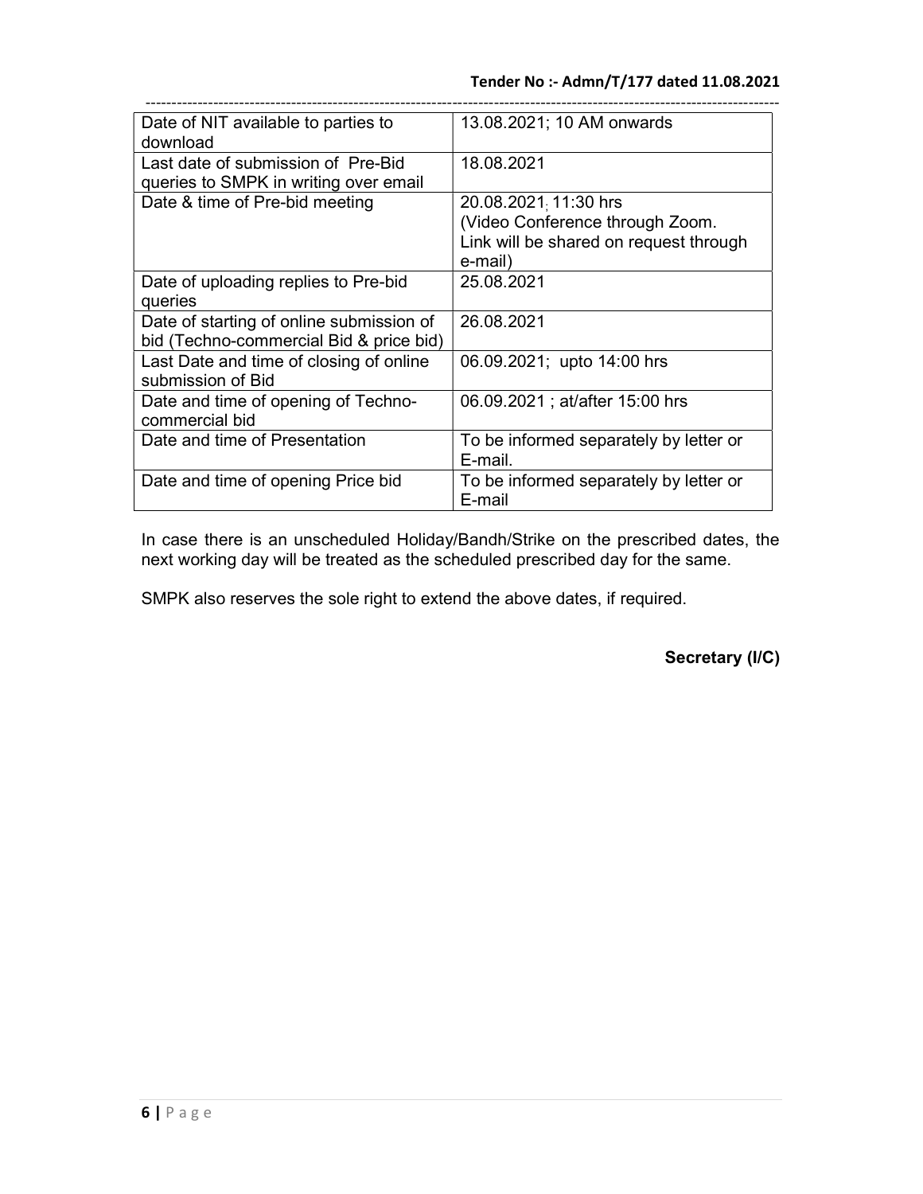| Date of NIT available to parties to download | 13.08.2021; 10 AM onwards |
|---|---|
| Last date of submission of Pre-Bid queries to SMPK in writing over email | 18.08.2021 |
| Date & time of Pre-bid meeting | 20.08.2021; 11:30 hrs (Video Conference through Zoom. Link will be shared on request through e-mail) |
| Date of uploading replies to Pre-bid queries | 25.08.2021 |
| Date of starting of online submission of bid (Techno-commercial Bid & price bid) | 26.08.2021 |
| Last Date and time of closing of online submission of Bid | 06.09.2021; upto 14:00 hrs |
| Date and time of opening of Techno-commercial bid | 06.09.2021 ; at/after 15:00 hrs |
| Date and time of Presentation | To be informed separately by letter or E-mail. |
| Date and time of opening Price bid | To be informed separately by letter or E-mail |

In case there is an unscheduled Holiday/Bandh/Strike on the prescribed dates, the next working day will be treated as the scheduled prescribed day for the same.

SMPK also reserves the sole right to extend the above dates, if required.

**Secretary (I/C)**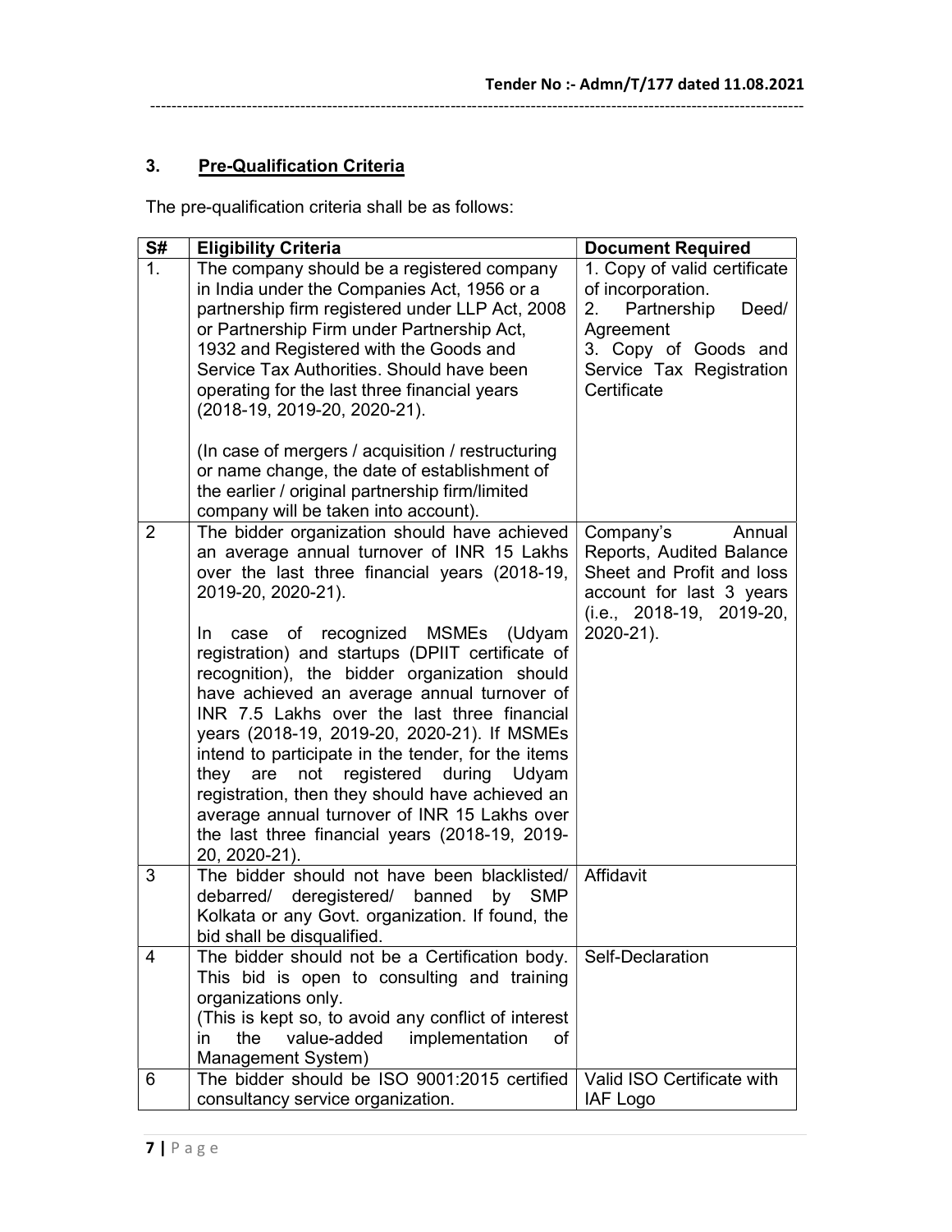## 3. Pre-Qualification Criteria

The pre-qualification criteria shall be as follows:

| S# | Eligibility Criteria | Document Required |
|---|---|---|
| 1. | The company should be a registered company in India under the Companies Act, 1956 or a partnership firm registered under LLP Act, 2008 or Partnership Firm under Partnership Act, 1932 and Registered with the Goods and Service Tax Authorities. Should have been operating for the last three financial years (2018-19, 2019-20, 2020-21).<br><br>(In case of mergers / acquisition / restructuring or name change, the date of establishment of the earlier / original partnership firm/limited company will be taken into account). | 1. Copy of valid certificate of incorporation.<br>2. Partnership Deed/ Agreement<br>3. Copy of Goods and Service Tax Registration Certificate |
| 2 | The bidder organization should have achieved an average annual turnover of INR 15 Lakhs over the last three financial years (2018-19, 2019-20, 2020-21).<br><br>In case of recognized MSMEs (Udyam registration) and startups (DPIIT certificate of recognition), the bidder organization should have achieved an average annual turnover of INR 7.5 Lakhs over the last three financial years (2018-19, 2019-20, 2020-21). If MSMEs intend to participate in the tender, for the items they are not registered during Udyam registration, then they should have achieved an average annual turnover of INR 15 Lakhs over the last three financial years (2018-19, 2019-20, 2020-21). | Company's Annual Reports, Audited Balance Sheet and Profit and loss account for last 3 years (i.e., 2018-19, 2019-20, 2020-21). |
| 3 | The bidder should not have been blacklisted/ debarred/ deregistered/ banned by SMP Kolkata or any Govt. organization. If found, the bid shall be disqualified. | Affidavit |
| 4 | The bidder should not be a Certification body. This bid is open to consulting and training organizations only.<br>(This is kept so, to avoid any conflict of interest in the value-added implementation of Management System) | Self-Declaration |
| 6 | The bidder should be ISO 9001:2015 certified consultancy service organization. | Valid ISO Certificate with IAF Logo |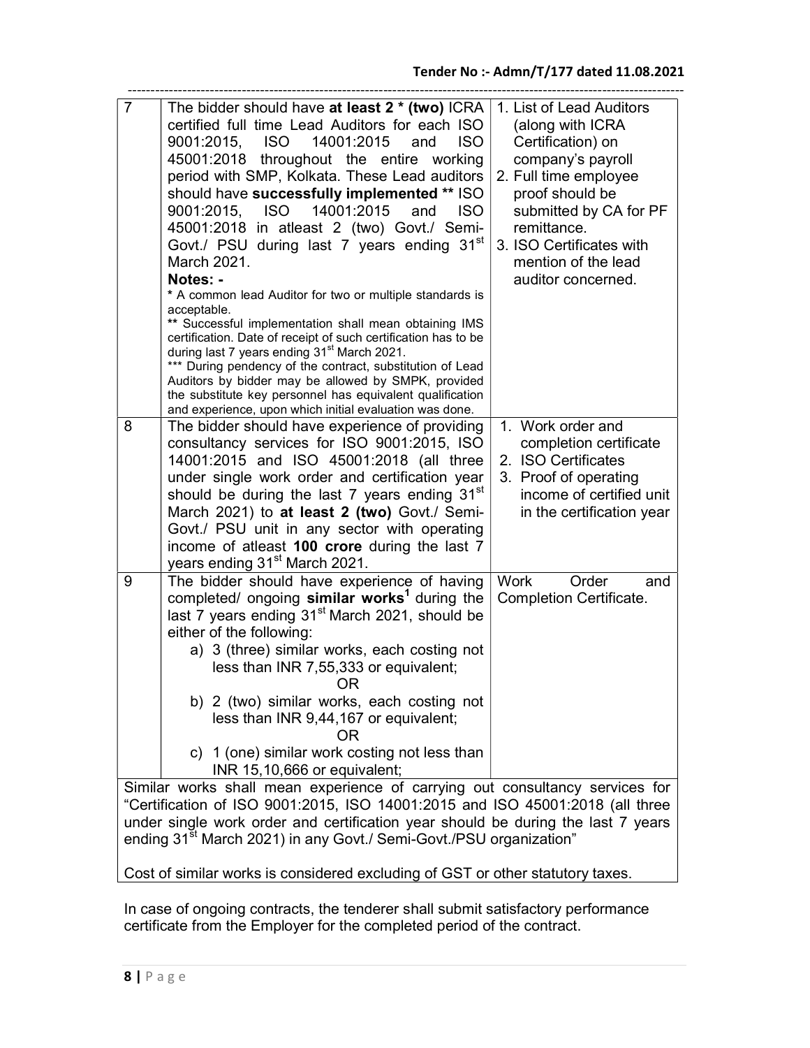| 7 | The bidder should have **at least 2 * (two)** ICRA certified full time Lead Auditors for each ISO 9001:2015, ISO 14001:2015 and ISO 45001:2018 throughout the entire working period with SMP, Kolkata. These Lead auditors should have **successfully implemented** ** ISO 9001:2015, ISO 14001:2015 and ISO 45001:2018 in atleast 2 (two) Govt./ Semi-Govt./ PSU during last 7 years ending 31st March 2021.<br>**Notes: -**<br>* A common lead Auditor for two or multiple standards is acceptable.<br>** Successful implementation shall mean obtaining IMS certification. Date of receipt of such certification has to be during last 7 years ending 31st March 2021.<br>*** During pendency of the contract, substitution of Lead Auditors by bidder may be allowed by SMPK, provided the substitute key personnel has equivalent qualification and experience, upon which initial evaluation was done. | 1. List of Lead Auditors (along with ICRA Certification) on company's payroll<br>2. Full time employee proof should be submitted by CA for PF remittance.<br>3. ISO Certificates with mention of the lead auditor concerned. |
|---|---|---|
| 8 | The bidder should have experience of providing consultancy services for ISO 9001:2015, ISO 14001:2015 and ISO 45001:2018 (all three under single work order and certification year should be during the last 7 years ending 31st March 2021) to **at least 2 (two)** Govt./ Semi-Govt./ PSU unit in any sector with operating income of atleast **100 crore** during the last 7 years ending 31st March 2021. | 1. Work order and completion certificate<br>2. ISO Certificates<br>3. Proof of operating income of certified unit in the certification year |
| 9 | The bidder should have experience of having completed/ ongoing **similar works**[1] during the last 7 years ending 31st March 2021, should be either of the following:<br>a) 3 (three) similar works, each costing not less than INR 7,55,333 or equivalent;<br>OR<br>b) 2 (two) similar works, each costing not less than INR 9,44,167 or equivalent;<br>OR<br>c) 1 (one) similar work costing not less than INR 15,10,666 or equivalent; | Work Order and Completion Certificate. |
| Similar works shall mean experience of carrying out consultancy services for "Certification of ISO 9001:2015, ISO 14001:2015 and ISO 45001:2018 (all three under single work order and certification year should be during the last 7 years ending 31st March 2021) in any Govt./ Semi-Govt./PSU organization"<br><br>Cost of similar works is considered excluding of GST or other statutory taxes. | | |

In case of ongoing contracts, the tenderer shall submit satisfactory performance certificate from the Employer for the completed period of the contract.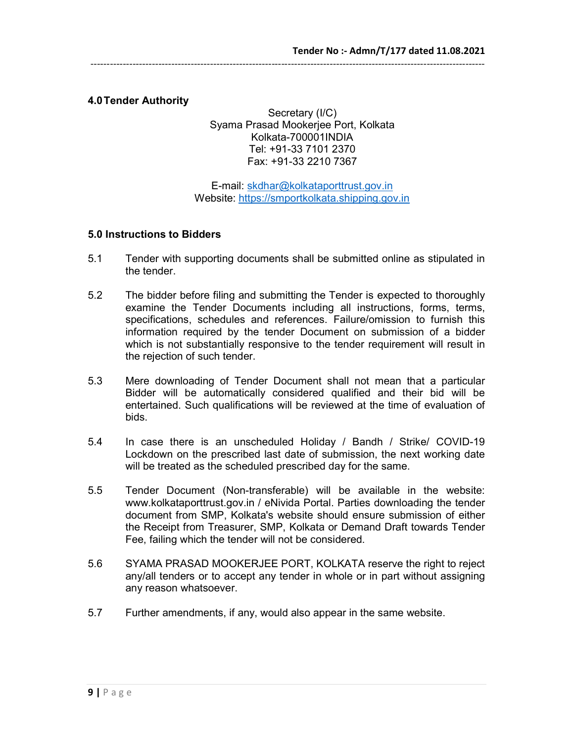## 4.0 Tender Authority

Secretary (I/C)
Syama Prasad Mookerjee Port, Kolkata
Kolkata-700001INDIA
Tel: +91-33 7101 2370
Fax: +91-33 2210 7367

E-mail: skdhar@kolkataporttrust.gov.in
Website: https://smportkolkata.shipping.gov.in

## 5.0 Instructions to Bidders

5.1 Tender with supporting documents shall be submitted online as stipulated in the tender.

5.2 The bidder before filing and submitting the Tender is expected to thoroughly examine the Tender Documents including all instructions, forms, terms, specifications, schedules and references. Failure/omission to furnish this information required by the tender Document on submission of a bidder which is not substantially responsive to the tender requirement will result in the rejection of such tender.

5.3 Mere downloading of Tender Document shall not mean that a particular Bidder will be automatically considered qualified and their bid will be entertained. Such qualifications will be reviewed at the time of evaluation of bids.

5.4 In case there is an unscheduled Holiday / Bandh / Strike/ COVID-19 Lockdown on the prescribed last date of submission, the next working date will be treated as the scheduled prescribed day for the same.

5.5 Tender Document (Non-transferable) will be available in the website: www.kolkataporttrust.gov.in / eNivida Portal. Parties downloading the tender document from SMP, Kolkata's website should ensure submission of either the Receipt from Treasurer, SMP, Kolkata or Demand Draft towards Tender Fee, failing which the tender will not be considered.

5.6 SYAMA PRASAD MOOKERJEE PORT, KOLKATA reserve the right to reject any/all tenders or to accept any tender in whole or in part without assigning any reason whatsoever.

5.7 Further amendments, if any, would also appear in the same website.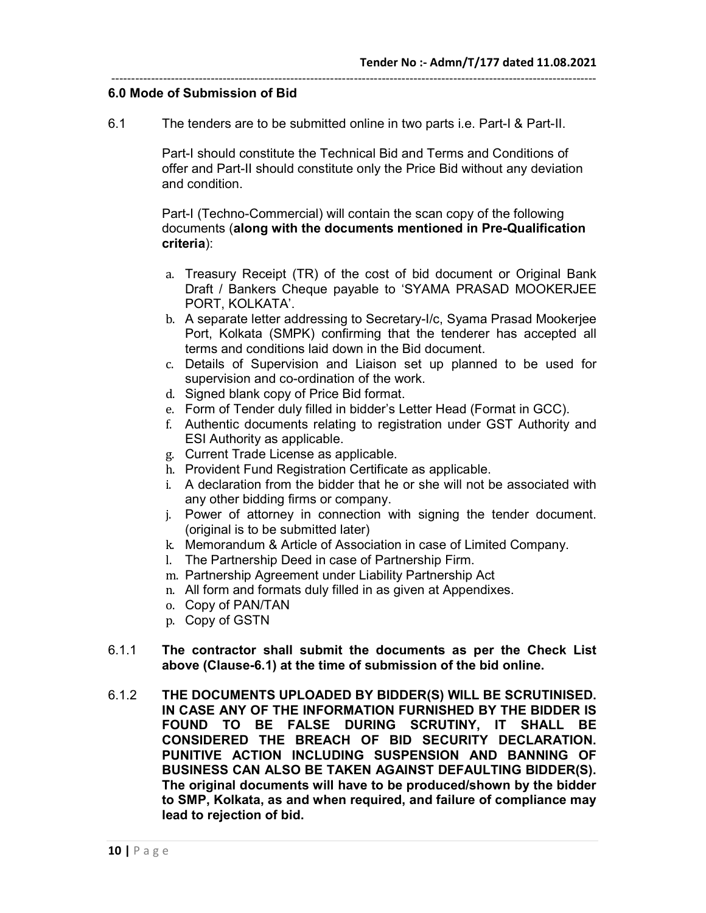## 6.0 Mode of Submission of Bid

6.1 The tenders are to be submitted online in two parts i.e. Part-I & Part-II.

Part-I should constitute the Technical Bid and Terms and Conditions of offer and Part-II should constitute only the Price Bid without any deviation and condition.

Part-I (Techno-Commercial) will contain the scan copy of the following documents (**along with the documents mentioned in Pre-Qualification criteria**):

a. Treasury Receipt (TR) of the cost of bid document or Original Bank Draft / Bankers Cheque payable to 'SYAMA PRASAD MOOKERJEE PORT, KOLKATA'.
b. A separate letter addressing to Secretary-I/c, Syama Prasad Mookerjee Port, Kolkata (SMPK) confirming that the tenderer has accepted all terms and conditions laid down in the Bid document.
c. Details of Supervision and Liaison set up planned to be used for supervision and co-ordination of the work.
d. Signed blank copy of Price Bid format.
e. Form of Tender duly filled in bidder's Letter Head (Format in GCC).
f. Authentic documents relating to registration under GST Authority and ESI Authority as applicable.
g. Current Trade License as applicable.
h. Provident Fund Registration Certificate as applicable.
i. A declaration from the bidder that he or she will not be associated with any other bidding firms or company.
j. Power of attorney in connection with signing the tender document. (original is to be submitted later)
k. Memorandum & Article of Association in case of Limited Company.
l. The Partnership Deed in case of Partnership Firm.
m. Partnership Agreement under Liability Partnership Act
n. All form and formats duly filled in as given at Appendixes.
o. Copy of PAN/TAN
p. Copy of GSTN

6.1.1 **The contractor shall submit the documents as per the Check List above (Clause-6.1) at the time of submission of the bid online.**

6.1.2 **THE DOCUMENTS UPLOADED BY BIDDER(S) WILL BE SCRUTINISED. IN CASE ANY OF THE INFORMATION FURNISHED BY THE BIDDER IS FOUND TO BE FALSE DURING SCRUTINY, IT SHALL BE CONSIDERED THE BREACH OF BID SECURITY DECLARATION. PUNITIVE ACTION INCLUDING SUSPENSION AND BANNING OF BUSINESS CAN ALSO BE TAKEN AGAINST DEFAULTING BIDDER(S). The original documents will have to be produced/shown by the bidder to SMP, Kolkata, as and when required, and failure of compliance may lead to rejection of bid.**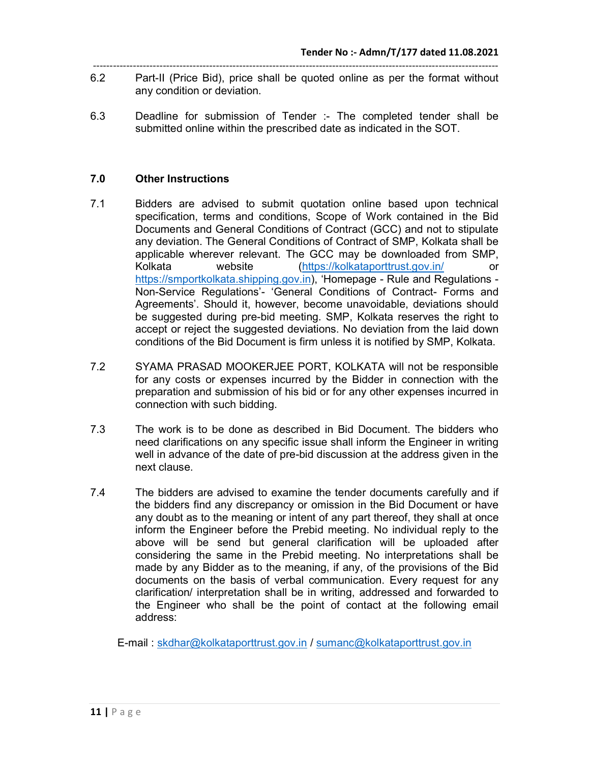6.2 Part-II (Price Bid), price shall be quoted online as per the format without any condition or deviation.

6.3 Deadline for submission of Tender :- The completed tender shall be submitted online within the prescribed date as indicated in the SOT.

## 7.0 Other Instructions

7.1 Bidders are advised to submit quotation online based upon technical specification, terms and conditions, Scope of Work contained in the Bid Documents and General Conditions of Contract (GCC) and not to stipulate any deviation. The General Conditions of Contract of SMP, Kolkata shall be applicable wherever relevant. The GCC may be downloaded from SMP, Kolkata website (https://kolkataporttrust.gov.in/ or https://smportkolkata.shipping.gov.in), 'Homepage - Rule and Regulations - Non-Service Regulations'- 'General Conditions of Contract- Forms and Agreements'. Should it, however, become unavoidable, deviations should be suggested during pre-bid meeting. SMP, Kolkata reserves the right to accept or reject the suggested deviations. No deviation from the laid down conditions of the Bid Document is firm unless it is notified by SMP, Kolkata.

7.2 SYAMA PRASAD MOOKERJEE PORT, KOLKATA will not be responsible for any costs or expenses incurred by the Bidder in connection with the preparation and submission of his bid or for any other expenses incurred in connection with such bidding.

7.3 The work is to be done as described in Bid Document. The bidders who need clarifications on any specific issue shall inform the Engineer in writing well in advance of the date of pre-bid discussion at the address given in the next clause.

7.4 The bidders are advised to examine the tender documents carefully and if the bidders find any discrepancy or omission in the Bid Document or have any doubt as to the meaning or intent of any part thereof, they shall at once inform the Engineer before the Prebid meeting. No individual reply to the above will be send but general clarification will be uploaded after considering the same in the Prebid meeting. No interpretations shall be made by any Bidder as to the meaning, if any, of the provisions of the Bid documents on the basis of verbal communication. Every request for any clarification/ interpretation shall be in writing, addressed and forwarded to the Engineer who shall be the point of contact at the following email address:

E-mail : skdhar@kolkataporttrust.gov.in / sumanc@kolkataporttrust.gov.in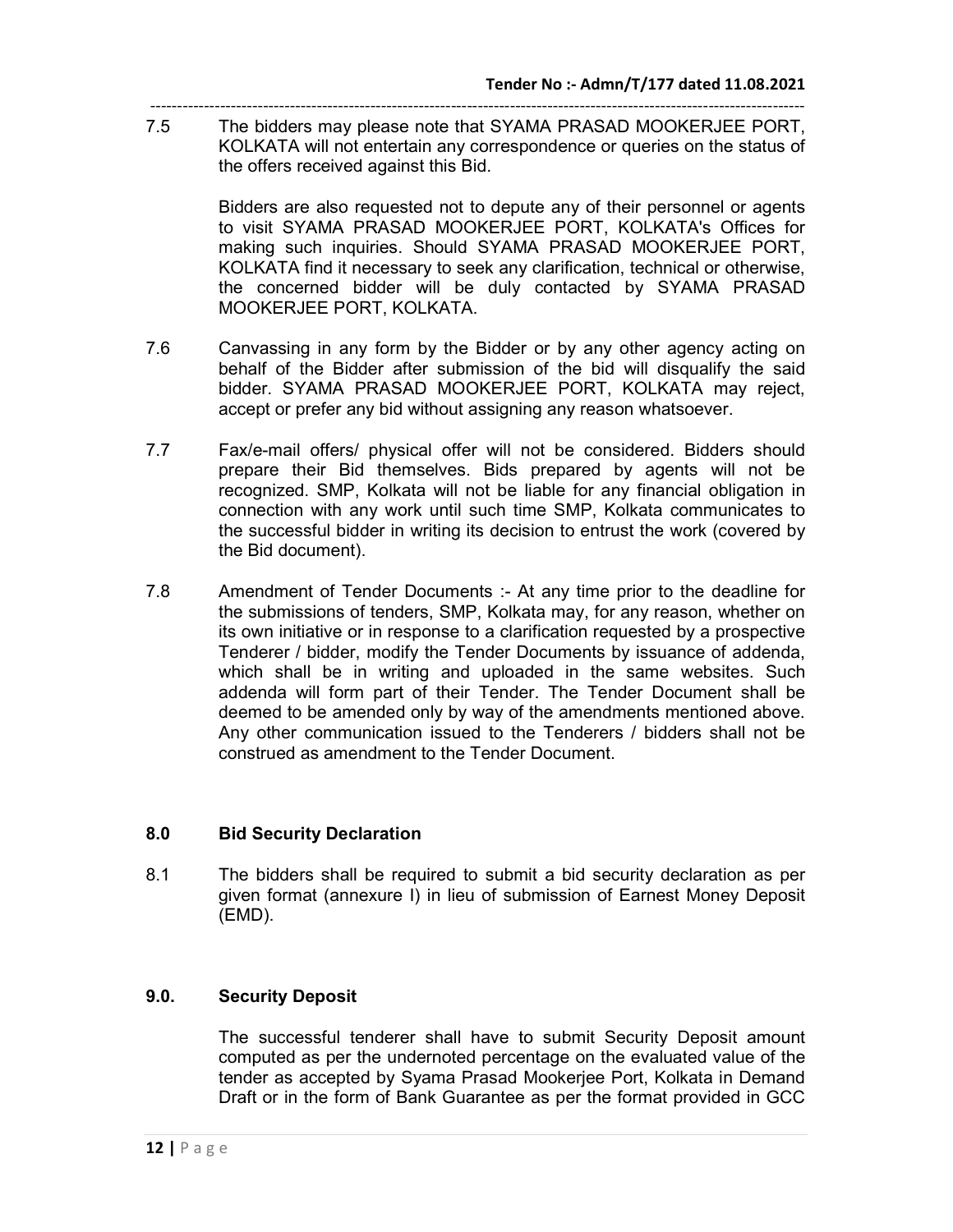7.5 The bidders may please note that SYAMA PRASAD MOOKERJEE PORT, KOLKATA will not entertain any correspondence or queries on the status of the offers received against this Bid.

Bidders are also requested not to depute any of their personnel or agents to visit SYAMA PRASAD MOOKERJEE PORT, KOLKATA's Offices for making such inquiries. Should SYAMA PRASAD MOOKERJEE PORT, KOLKATA find it necessary to seek any clarification, technical or otherwise, the concerned bidder will be duly contacted by SYAMA PRASAD MOOKERJEE PORT, KOLKATA.

7.6 Canvassing in any form by the Bidder or by any other agency acting on behalf of the Bidder after submission of the bid will disqualify the said bidder. SYAMA PRASAD MOOKERJEE PORT, KOLKATA may reject, accept or prefer any bid without assigning any reason whatsoever.

7.7 Fax/e-mail offers/ physical offer will not be considered. Bidders should prepare their Bid themselves. Bids prepared by agents will not be recognized. SMP, Kolkata will not be liable for any financial obligation in connection with any work until such time SMP, Kolkata communicates to the successful bidder in writing its decision to entrust the work (covered by the Bid document).

7.8 Amendment of Tender Documents :- At any time prior to the deadline for the submissions of tenders, SMP, Kolkata may, for any reason, whether on its own initiative or in response to a clarification requested by a prospective Tenderer / bidder, modify the Tender Documents by issuance of addenda, which shall be in writing and uploaded in the same websites. Such addenda will form part of their Tender. The Tender Document shall be deemed to be amended only by way of the amendments mentioned above. Any other communication issued to the Tenderers / bidders shall not be construed as amendment to the Tender Document.

## 8.0 Bid Security Declaration

8.1 The bidders shall be required to submit a bid security declaration as per given format (annexure I) in lieu of submission of Earnest Money Deposit (EMD).

## 9.0. Security Deposit

The successful tenderer shall have to submit Security Deposit amount computed as per the undernoted percentage on the evaluated value of the tender as accepted by Syama Prasad Mookerjee Port, Kolkata in Demand Draft or in the form of Bank Guarantee as per the format provided in GCC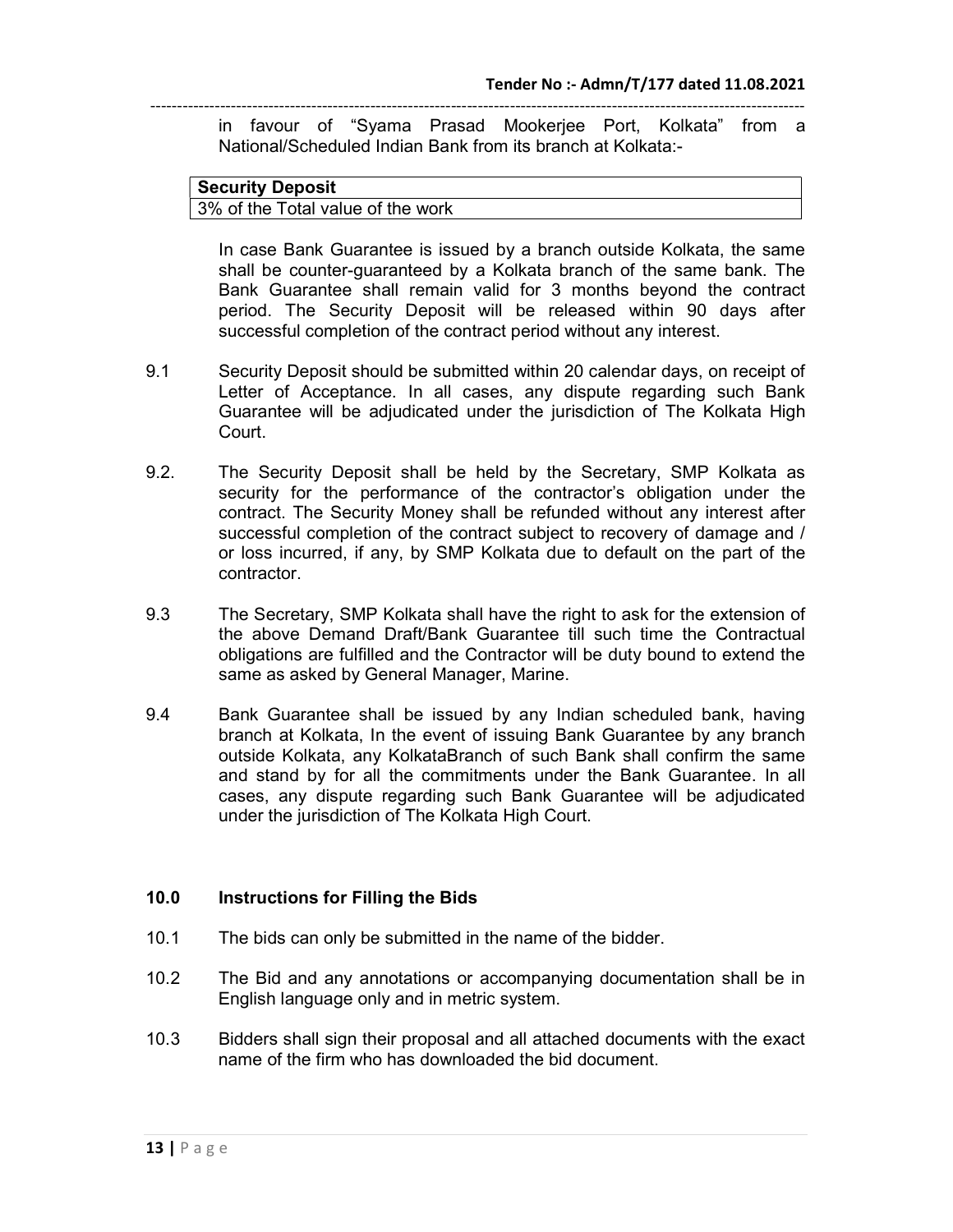in favour of "Syama Prasad Mookerjee Port, Kolkata" from a National/Scheduled Indian Bank from its branch at Kolkata:-

| Security Deposit |
| --- |
| 3% of the Total value of the work |

In case Bank Guarantee is issued by a branch outside Kolkata, the same shall be counter-guaranteed by a Kolkata branch of the same bank. The Bank Guarantee shall remain valid for 3 months beyond the contract period. The Security Deposit will be released within 90 days after successful completion of the contract period without any interest.

9.1 Security Deposit should be submitted within 20 calendar days, on receipt of Letter of Acceptance. In all cases, any dispute regarding such Bank Guarantee will be adjudicated under the jurisdiction of The Kolkata High Court.

9.2. The Security Deposit shall be held by the Secretary, SMP Kolkata as security for the performance of the contractor's obligation under the contract. The Security Money shall be refunded without any interest after successful completion of the contract subject to recovery of damage and / or loss incurred, if any, by SMP Kolkata due to default on the part of the contractor.

9.3 The Secretary, SMP Kolkata shall have the right to ask for the extension of the above Demand Draft/Bank Guarantee till such time the Contractual obligations are fulfilled and the Contractor will be duty bound to extend the same as asked by General Manager, Marine.

9.4 Bank Guarantee shall be issued by any Indian scheduled bank, having branch at Kolkata, In the event of issuing Bank Guarantee by any branch outside Kolkata, any KolkataBranch of such Bank shall confirm the same and stand by for all the commitments under the Bank Guarantee. In all cases, any dispute regarding such Bank Guarantee will be adjudicated under the jurisdiction of The Kolkata High Court.

## 10.0 Instructions for Filling the Bids

10.1 The bids can only be submitted in the name of the bidder.

10.2 The Bid and any annotations or accompanying documentation shall be in English language only and in metric system.

10.3 Bidders shall sign their proposal and all attached documents with the exact name of the firm who has downloaded the bid document.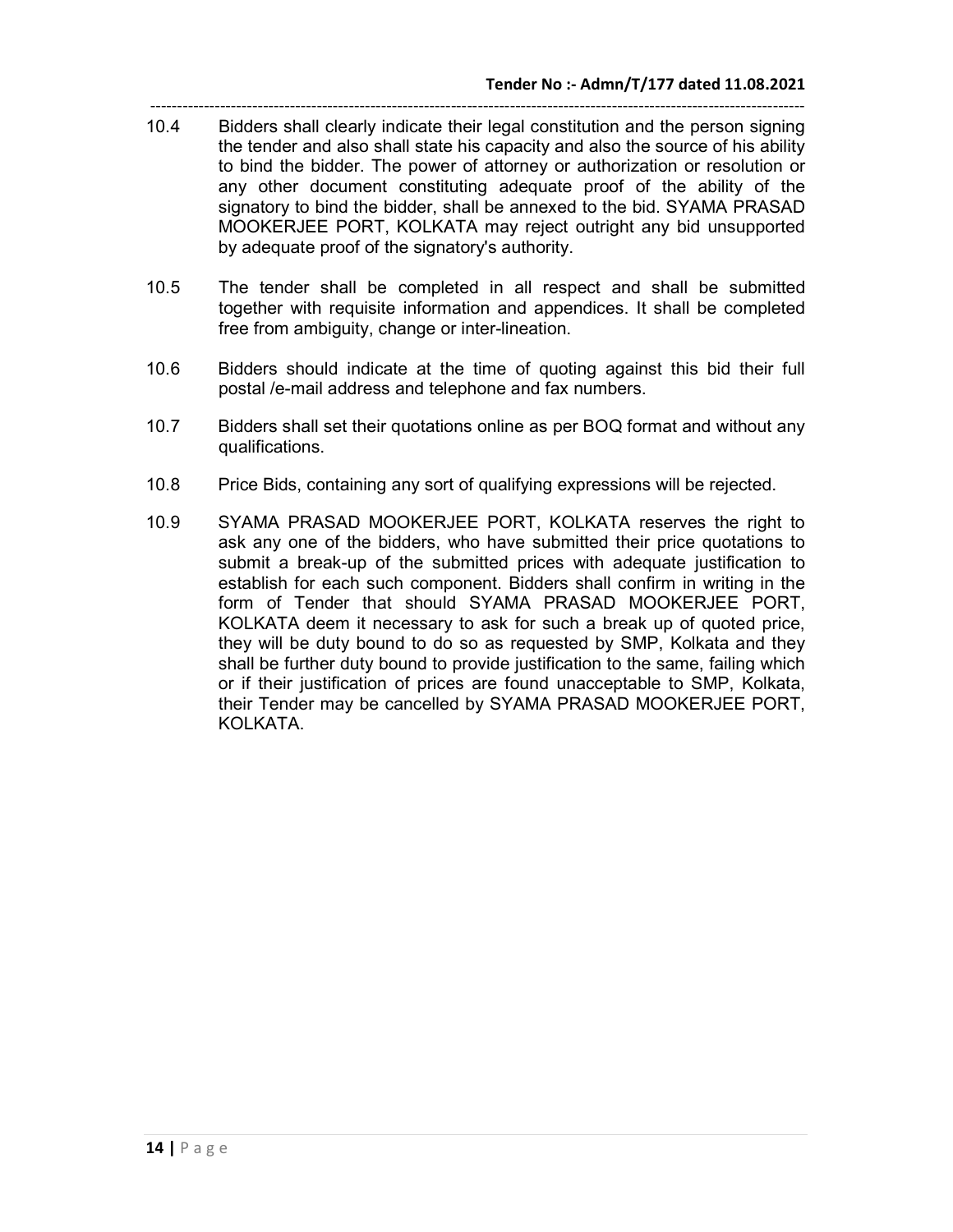10.4 Bidders shall clearly indicate their legal constitution and the person signing the tender and also shall state his capacity and also the source of his ability to bind the bidder. The power of attorney or authorization or resolution or any other document constituting adequate proof of the ability of the signatory to bind the bidder, shall be annexed to the bid. SYAMA PRASAD MOOKERJEE PORT, KOLKATA may reject outright any bid unsupported by adequate proof of the signatory's authority.

10.5 The tender shall be completed in all respect and shall be submitted together with requisite information and appendices. It shall be completed free from ambiguity, change or inter-lineation.

10.6 Bidders should indicate at the time of quoting against this bid their full postal /e-mail address and telephone and fax numbers.

10.7 Bidders shall set their quotations online as per BOQ format and without any qualifications.

10.8 Price Bids, containing any sort of qualifying expressions will be rejected.

10.9 SYAMA PRASAD MOOKERJEE PORT, KOLKATA reserves the right to ask any one of the bidders, who have submitted their price quotations to submit a break-up of the submitted prices with adequate justification to establish for each such component. Bidders shall confirm in writing in the form of Tender that should SYAMA PRASAD MOOKERJEE PORT, KOLKATA deem it necessary to ask for such a break up of quoted price, they will be duty bound to do so as requested by SMP, Kolkata and they shall be further duty bound to provide justification to the same, failing which or if their justification of prices are found unacceptable to SMP, Kolkata, their Tender may be cancelled by SYAMA PRASAD MOOKERJEE PORT, KOLKATA.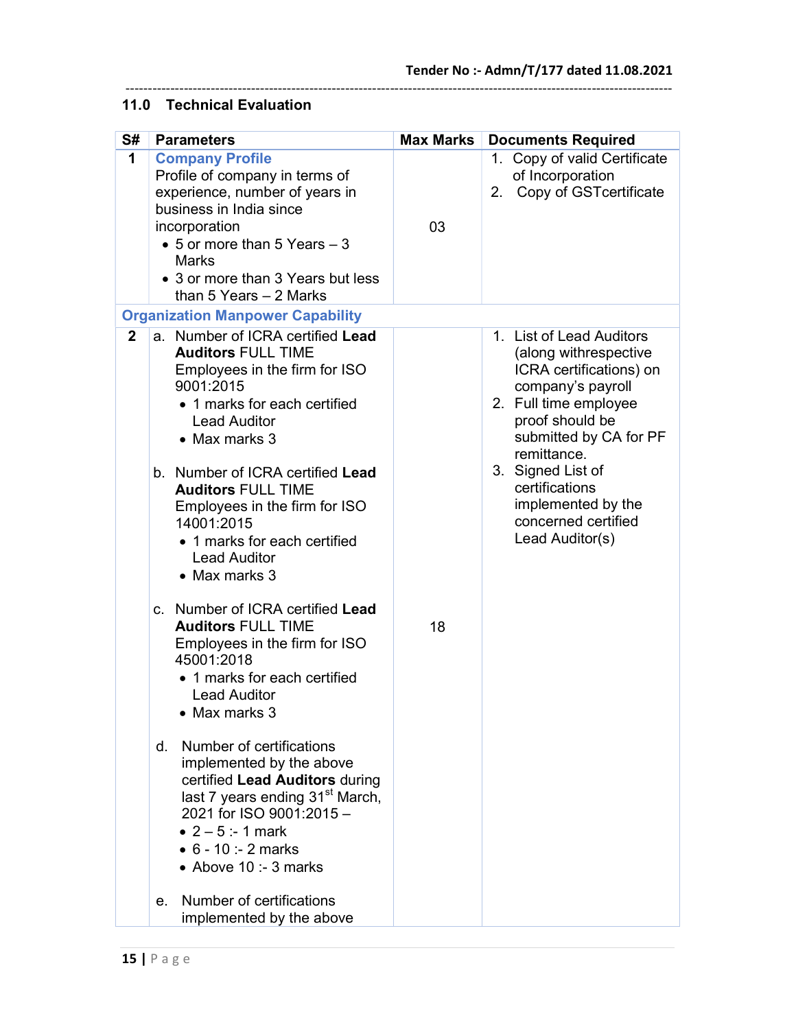## 11.0 Technical Evaluation

| S# | Parameters | Max Marks | Documents Required |
|---|---|---|---|
| 1 | **Company Profile**<br>Profile of company in terms of experience, number of years in business in India since incorporation<br>• 5 or more than 5 Years – 3 Marks<br>• 3 or more than 3 Years but less than 5 Years – 2 Marks | 03 | 1. Copy of valid Certificate of Incorporation<br>2. Copy of GSTcertificate |
| **Organization Manpower Capability** | | | |
| 2 | a. Number of ICRA certified **Lead Auditors** FULL TIME Employees in the firm for ISO 9001:2015<br>• 1 marks for each certified Lead Auditor<br>• Max marks 3<br><br>b. Number of ICRA certified **Lead Auditors** FULL TIME Employees in the firm for ISO 14001:2015<br>• 1 marks for each certified Lead Auditor<br>• Max marks 3<br><br>c. Number of ICRA certified **Lead Auditors** FULL TIME Employees in the firm for ISO 45001:2018<br>• 1 marks for each certified Lead Auditor<br>• Max marks 3<br><br>d. Number of certifications implemented by the above certified **Lead Auditors** during last 7 years ending 31st March, 2021 for ISO 9001:2015 –<br>• 2 – 5 :- 1 mark<br>• 6 - 10 :- 2 marks<br>• Above 10 :- 3 marks<br><br>e. Number of certifications implemented by the above | 18 | 1. List of Lead Auditors (along withrespective ICRA certifications) on company's payroll<br>2. Full time employee proof should be submitted by CA for PF remittance.<br>3. Signed List of certifications implemented by the concerned certified Lead Auditor(s) |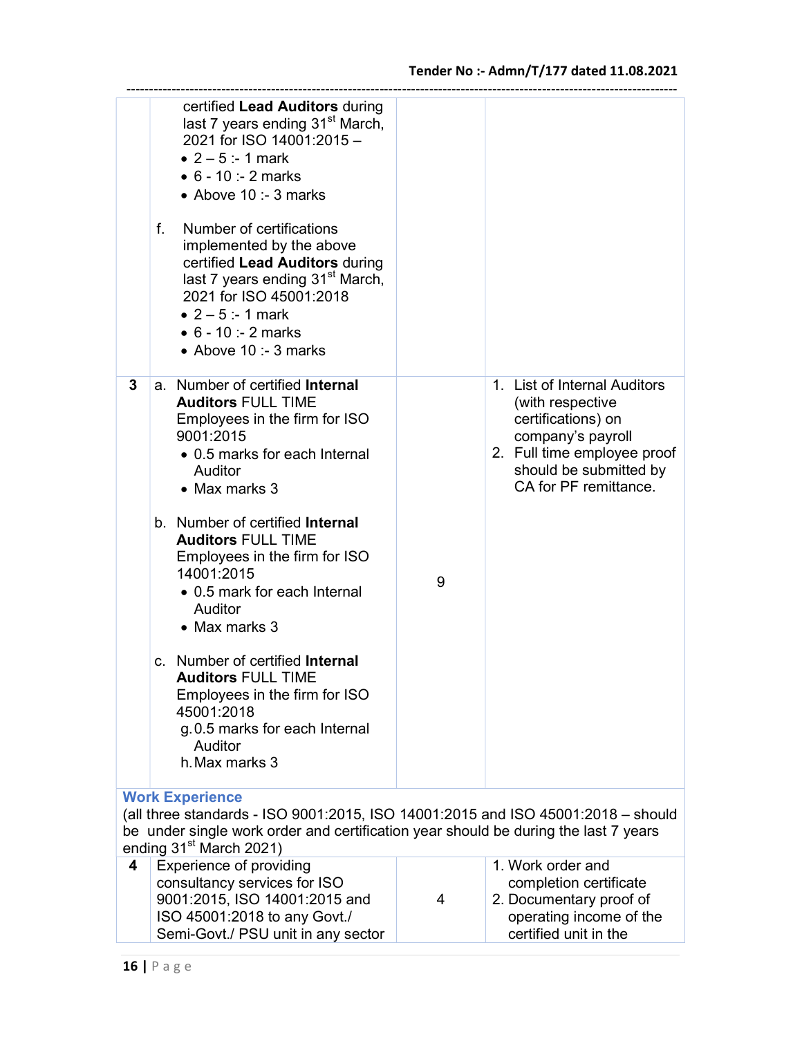| | | | |
|---|---|---|---|
| | certified **Lead Auditors** during last 7 years ending 31st March, 2021 for ISO 14001:2015 –<br>• 2 – 5 :- 1 mark<br>• 6 - 10 :- 2 marks<br>• Above 10 :- 3 marks<br><br>f. Number of certifications implemented by the above certified **Lead Auditors** during last 7 years ending 31st March, 2021 for ISO 45001:2018<br>• 2 – 5 :- 1 mark<br>• 6 - 10 :- 2 marks<br>• Above 10 :- 3 marks | | |
| **3** | a. Number of certified **Internal Auditors** FULL TIME Employees in the firm for ISO 9001:2015<br>• 0.5 marks for each Internal Auditor<br>• Max marks 3<br><br>b. Number of certified **Internal Auditors** FULL TIME Employees in the firm for ISO 14001:2015<br>• 0.5 mark for each Internal Auditor<br>• Max marks 3<br><br>c. Number of certified **Internal Auditors** FULL TIME Employees in the firm for ISO 45001:2018<br>g. 0.5 marks for each Internal Auditor<br>h. Max marks 3 | 9 | 1. List of Internal Auditors (with respective certifications) on company's payroll<br>2. Full time employee proof should be submitted by CA for PF remittance. |
| **Work Experience**<br>(all three standards - ISO 9001:2015, ISO 14001:2015 and ISO 45001:2018 – should be under single work order and certification year should be during the last 7 years ending 31st March 2021) | | | |
| **4** | Experience of providing consultancy services for ISO 9001:2015, ISO 14001:2015 and ISO 45001:2018 to any Govt./ Semi-Govt./ PSU unit in any sector | 4 | 1. Work order and completion certificate<br>2. Documentary proof of operating income of the certified unit in the |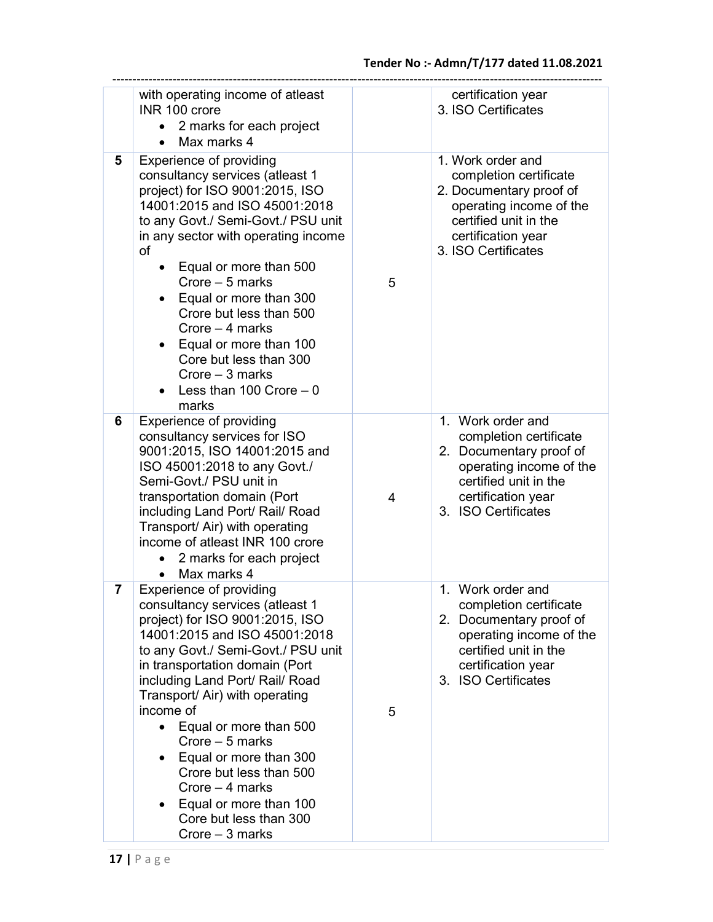| | | | |
|---|---|---|---|
| | with operating income of atleast INR 100 crore<br>• 2 marks for each project<br>• Max marks 4 | | certification year<br>3. ISO Certificates |
| 5 | Experience of providing consultancy services (atleast 1 project) for ISO 9001:2015, ISO 14001:2015 and ISO 45001:2018 to any Govt./ Semi-Govt./ PSU unit in any sector with operating income of<br>• Equal or more than 500 Crore – 5 marks<br>• Equal or more than 300 Crore but less than 500 Crore – 4 marks<br>• Equal or more than 100 Core but less than 300 Crore – 3 marks<br>• Less than 100 Crore – 0 marks | 5 | 1. Work order and completion certificate<br>2. Documentary proof of operating income of the certified unit in the certification year<br>3. ISO Certificates |
| 6 | Experience of providing consultancy services for ISO 9001:2015, ISO 14001:2015 and ISO 45001:2018 to any Govt./ Semi-Govt./ PSU unit in transportation domain (Port including Land Port/ Rail/ Road Transport/ Air) with operating income of atleast INR 100 crore<br>• 2 marks for each project<br>• Max marks 4 | 4 | 1. Work order and completion certificate<br>2. Documentary proof of operating income of the certified unit in the certification year<br>3. ISO Certificates |
| 7 | Experience of providing consultancy services (atleast 1 project) for ISO 9001:2015, ISO 14001:2015 and ISO 45001:2018 to any Govt./ Semi-Govt./ PSU unit in transportation domain (Port including Land Port/ Rail/ Road Transport/ Air) with operating income of<br>• Equal or more than 500 Crore – 5 marks<br>• Equal or more than 300 Crore but less than 500 Crore – 4 marks<br>• Equal or more than 100 Core but less than 300 Crore – 3 marks | 5 | 1. Work order and completion certificate<br>2. Documentary proof of operating income of the certified unit in the certification year<br>3. ISO Certificates |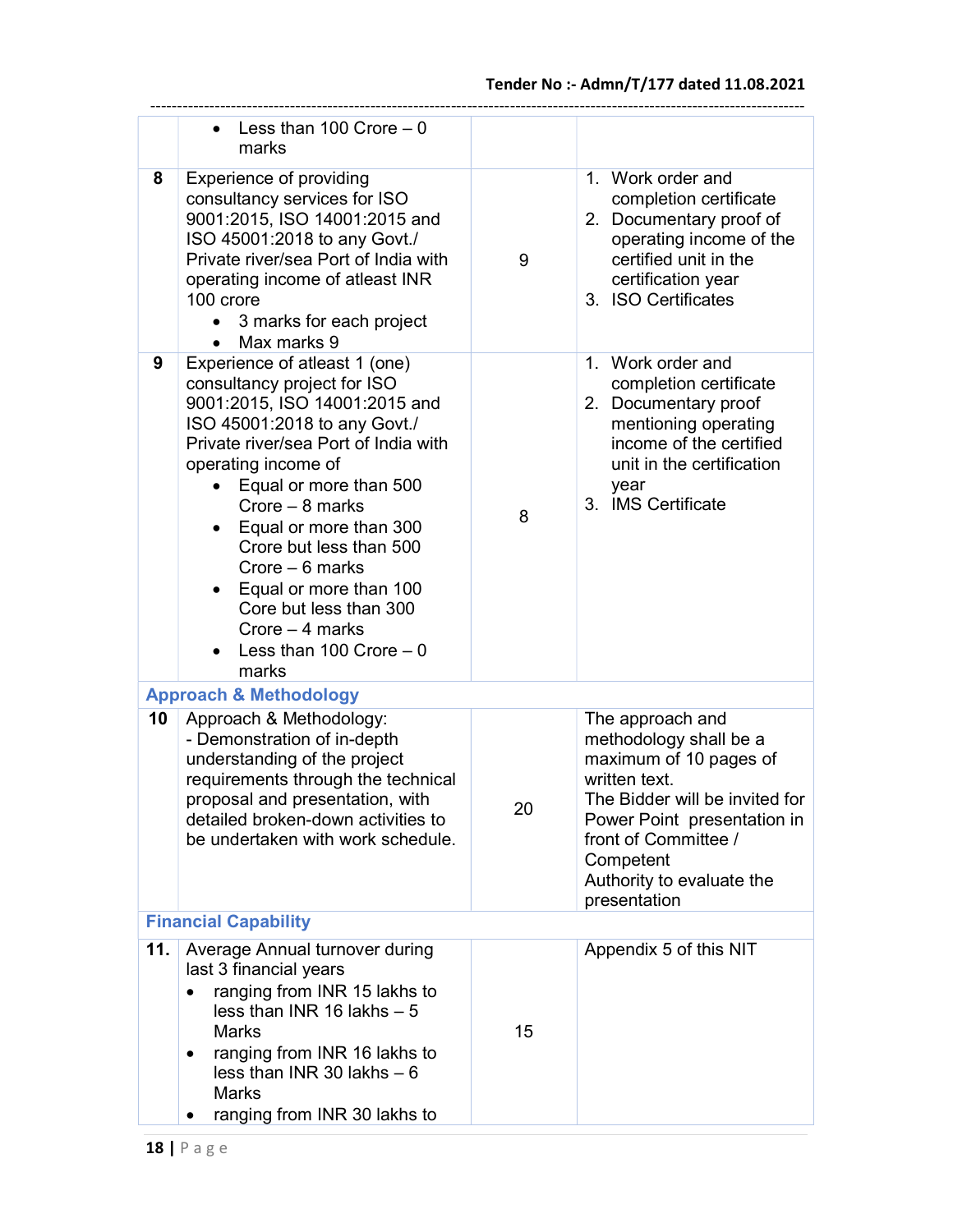| | | | |
|---|---|---|---|
| | • Less than 100 Crore – 0 marks | | |
| 8 | Experience of providing consultancy services for ISO 9001:2015, ISO 14001:2015 and ISO 45001:2018 to any Govt./ Private river/sea Port of India with operating income of atleast INR 100 crore<br>• 3 marks for each project<br>• Max marks 9 | 9 | 1. Work order and completion certificate<br>2. Documentary proof of operating income of the certified unit in the certification year<br>3. ISO Certificates |
| 9 | Experience of atleast 1 (one) consultancy project for ISO 9001:2015, ISO 14001:2015 and ISO 45001:2018 to any Govt./ Private river/sea Port of India with operating income of<br>• Equal or more than 500 Crore – 8 marks<br>• Equal or more than 300 Crore but less than 500 Crore – 6 marks<br>• Equal or more than 100 Core but less than 300 Crore – 4 marks<br>• Less than 100 Crore – 0 marks | 8 | 1. Work order and completion certificate<br>2. Documentary proof mentioning operating income of the certified unit in the certification year<br>3. IMS Certificate |
| **Approach & Methodology** | | | |
| 10 | Approach & Methodology:<br>- Demonstration of in-depth understanding of the project requirements through the technical proposal and presentation, with detailed broken-down activities to be undertaken with work schedule. | 20 | The approach and methodology shall be a maximum of 10 pages of written text.<br>The Bidder will be invited for Power Point presentation in front of Committee / Competent Authority to evaluate the presentation |
| **Financial Capability** | | | |
| 11. | Average Annual turnover during last 3 financial years<br>• ranging from INR 15 lakhs to less than INR 16 lakhs – 5 Marks<br>• ranging from INR 16 lakhs to less than INR 30 lakhs – 6 Marks<br>• ranging from INR 30 lakhs to | 15 | Appendix 5 of this NIT |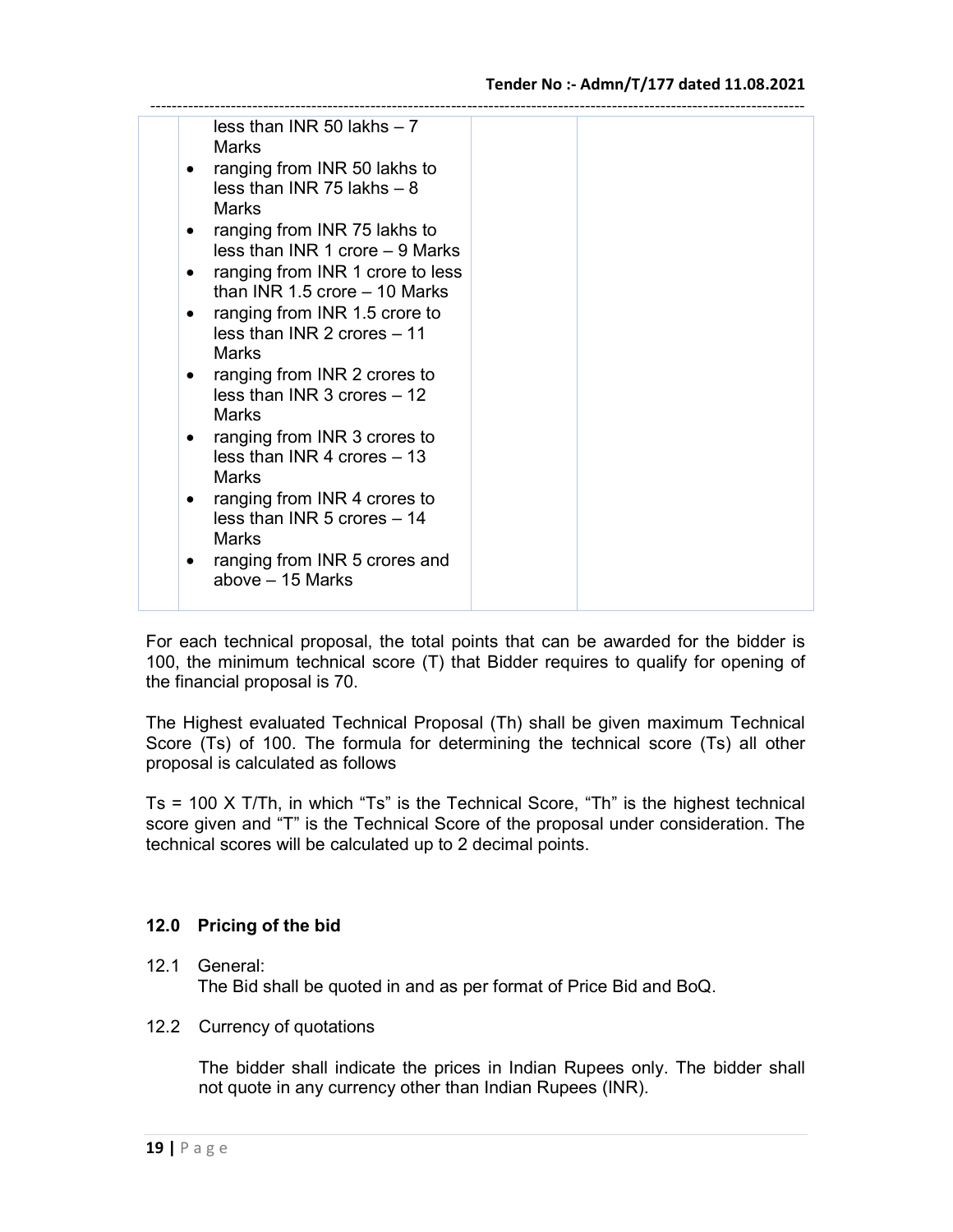| | | | |
|---|---|---|---|
| | less than INR 50 lakhs – 7 Marks<br>• ranging from INR 50 lakhs to less than INR 75 lakhs – 8 Marks<br>• ranging from INR 75 lakhs to less than INR 1 crore – 9 Marks<br>• ranging from INR 1 crore to less than INR 1.5 crore – 10 Marks<br>• ranging from INR 1.5 crore to less than INR 2 crores – 11 Marks<br>• ranging from INR 2 crores to less than INR 3 crores – 12 Marks<br>• ranging from INR 3 crores to less than INR 4 crores – 13 Marks<br>• ranging from INR 4 crores to less than INR 5 crores – 14 Marks<br>• ranging from INR 5 crores and above – 15 Marks | | |

For each technical proposal, the total points that can be awarded for the bidder is 100, the minimum technical score (T) that Bidder requires to qualify for opening of the financial proposal is 70.

The Highest evaluated Technical Proposal (Th) shall be given maximum Technical Score (Ts) of 100. The formula for determining the technical score (Ts) all other proposal is calculated as follows

Ts = 100 X T/Th, in which "Ts" is the Technical Score, "Th" is the highest technical score given and "T" is the Technical Score of the proposal under consideration. The technical scores will be calculated up to 2 decimal points.

## 12.0 Pricing of the bid

12.1 General:

The Bid shall be quoted in and as per format of Price Bid and BoQ.

12.2 Currency of quotations

The bidder shall indicate the prices in Indian Rupees only. The bidder shall not quote in any currency other than Indian Rupees (INR).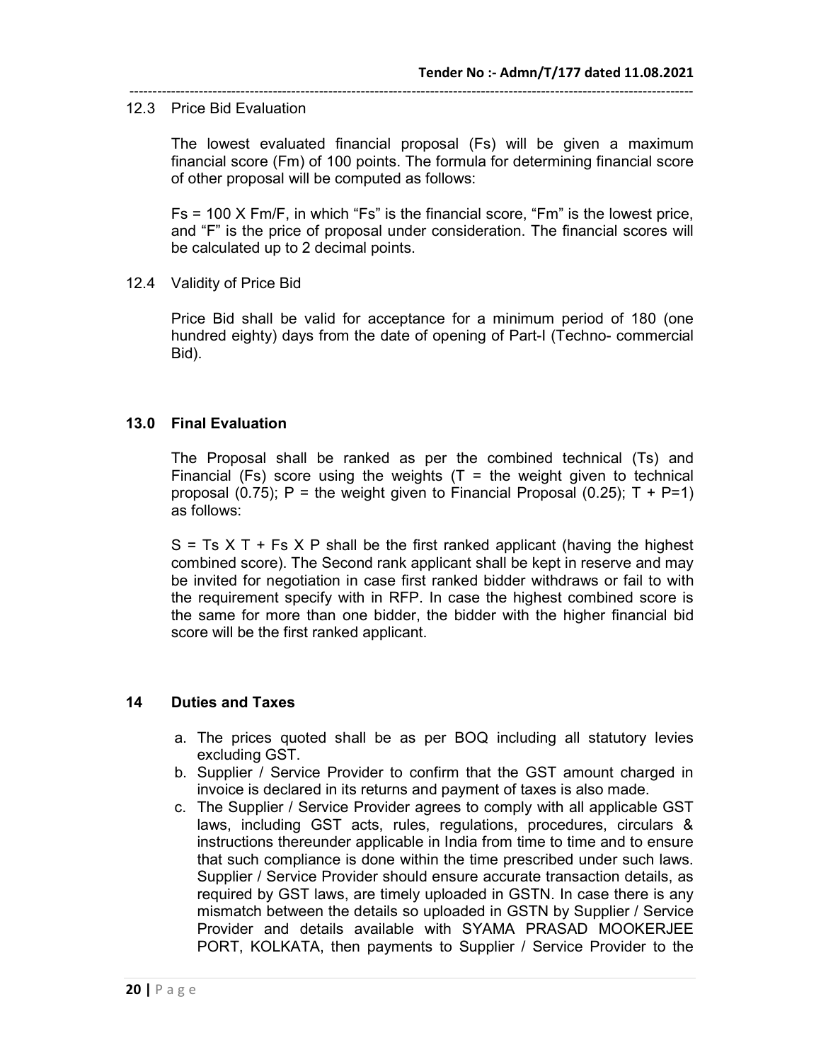### 12.3 Price Bid Evaluation

The lowest evaluated financial proposal (Fs) will be given a maximum financial score (Fm) of 100 points. The formula for determining financial score of other proposal will be computed as follows:

Fs = 100 X Fm/F, in which "Fs" is the financial score, "Fm" is the lowest price, and "F" is the price of proposal under consideration. The financial scores will be calculated up to 2 decimal points.

### 12.4 Validity of Price Bid

Price Bid shall be valid for acceptance for a minimum period of 180 (one hundred eighty) days from the date of opening of Part-I (Techno- commercial Bid).

## 13.0 Final Evaluation

The Proposal shall be ranked as per the combined technical (Ts) and Financial (Fs) score using the weights (T = the weight given to technical proposal (0.75); P = the weight given to Financial Proposal (0.25); T + P=1) as follows:

S = Ts X T + Fs X P shall be the first ranked applicant (having the highest combined score). The Second rank applicant shall be kept in reserve and may be invited for negotiation in case first ranked bidder withdraws or fail to with the requirement specify with in RFP. In case the highest combined score is the same for more than one bidder, the bidder with the higher financial bid score will be the first ranked applicant.

## 14 Duties and Taxes

a. The prices quoted shall be as per BOQ including all statutory levies excluding GST.
b. Supplier / Service Provider to confirm that the GST amount charged in invoice is declared in its returns and payment of taxes is also made.
c. The Supplier / Service Provider agrees to comply with all applicable GST laws, including GST acts, rules, regulations, procedures, circulars & instructions thereunder applicable in India from time to time and to ensure that such compliance is done within the time prescribed under such laws. Supplier / Service Provider should ensure accurate transaction details, as required by GST laws, are timely uploaded in GSTN. In case there is any mismatch between the details so uploaded in GSTN by Supplier / Service Provider and details available with SYAMA PRASAD MOOKERJEE PORT, KOLKATA, then payments to Supplier / Service Provider to the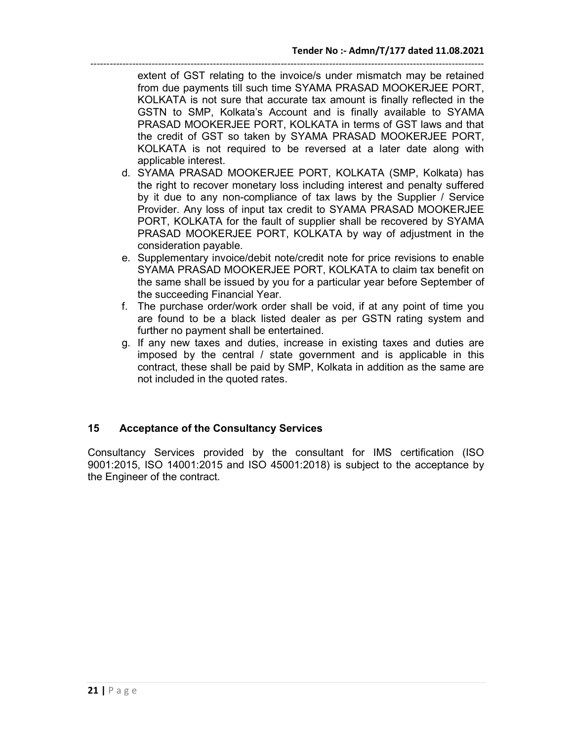extent of GST relating to the invoice/s under mismatch may be retained from due payments till such time SYAMA PRASAD MOOKERJEE PORT, KOLKATA is not sure that accurate tax amount is finally reflected in the GSTN to SMP, Kolkata's Account and is finally available to SYAMA PRASAD MOOKERJEE PORT, KOLKATA in terms of GST laws and that the credit of GST so taken by SYAMA PRASAD MOOKERJEE PORT, KOLKATA is not required to be reversed at a later date along with applicable interest.

d. SYAMA PRASAD MOOKERJEE PORT, KOLKATA (SMP, Kolkata) has the right to recover monetary loss including interest and penalty suffered by it due to any non-compliance of tax laws by the Supplier / Service Provider. Any loss of input tax credit to SYAMA PRASAD MOOKERJEE PORT, KOLKATA for the fault of supplier shall be recovered by SYAMA PRASAD MOOKERJEE PORT, KOLKATA by way of adjustment in the consideration payable.

e. Supplementary invoice/debit note/credit note for price revisions to enable SYAMA PRASAD MOOKERJEE PORT, KOLKATA to claim tax benefit on the same shall be issued by you for a particular year before September of the succeeding Financial Year.

f. The purchase order/work order shall be void, if at any point of time you are found to be a black listed dealer as per GSTN rating system and further no payment shall be entertained.

g. If any new taxes and duties, increase in existing taxes and duties are imposed by the central / state government and is applicable in this contract, these shall be paid by SMP, Kolkata in addition as the same are not included in the quoted rates.

## 15 Acceptance of the Consultancy Services

Consultancy Services provided by the consultant for IMS certification (ISO 9001:2015, ISO 14001:2015 and ISO 45001:2018) is subject to the acceptance by the Engineer of the contract.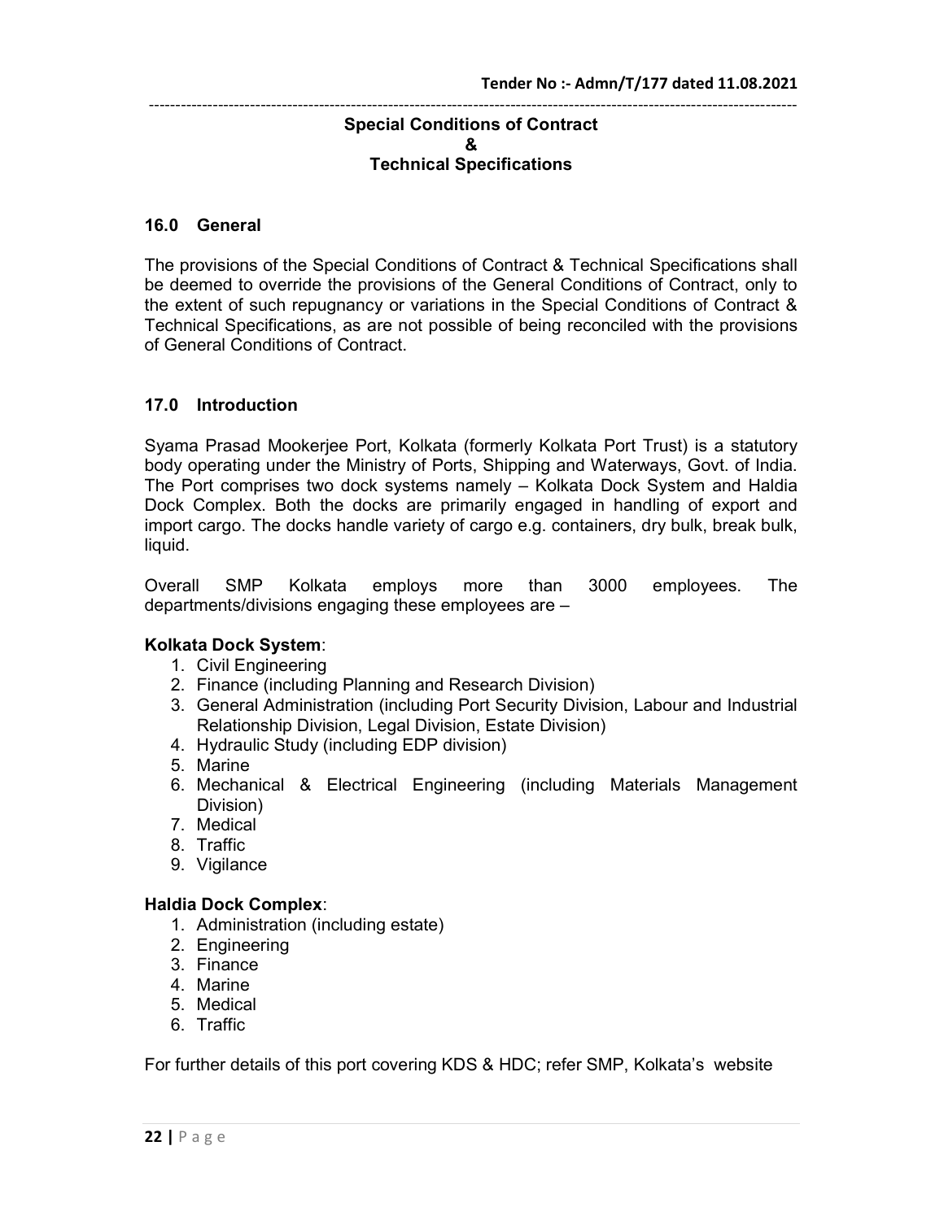## Special Conditions of Contract & Technical Specifications

### 16.0 General

The provisions of the Special Conditions of Contract & Technical Specifications shall be deemed to override the provisions of the General Conditions of Contract, only to the extent of such repugnancy or variations in the Special Conditions of Contract & Technical Specifications, as are not possible of being reconciled with the provisions of General Conditions of Contract.

### 17.0 Introduction

Syama Prasad Mookerjee Port, Kolkata (formerly Kolkata Port Trust) is a statutory body operating under the Ministry of Ports, Shipping and Waterways, Govt. of India. The Port comprises two dock systems namely – Kolkata Dock System and Haldia Dock Complex. Both the docks are primarily engaged in handling of export and import cargo. The docks handle variety of cargo e.g. containers, dry bulk, break bulk, liquid.

Overall SMP Kolkata employs more than 3000 employees. The departments/divisions engaging these employees are –

**Kolkata Dock System**:

1. Civil Engineering
2. Finance (including Planning and Research Division)
3. General Administration (including Port Security Division, Labour and Industrial Relationship Division, Legal Division, Estate Division)
4. Hydraulic Study (including EDP division)
5. Marine
6. Mechanical & Electrical Engineering (including Materials Management Division)
7. Medical
8. Traffic
9. Vigilance

**Haldia Dock Complex**:

1. Administration (including estate)
2. Engineering
3. Finance
4. Marine
5. Medical
6. Traffic

For further details of this port covering KDS & HDC; refer SMP, Kolkata's website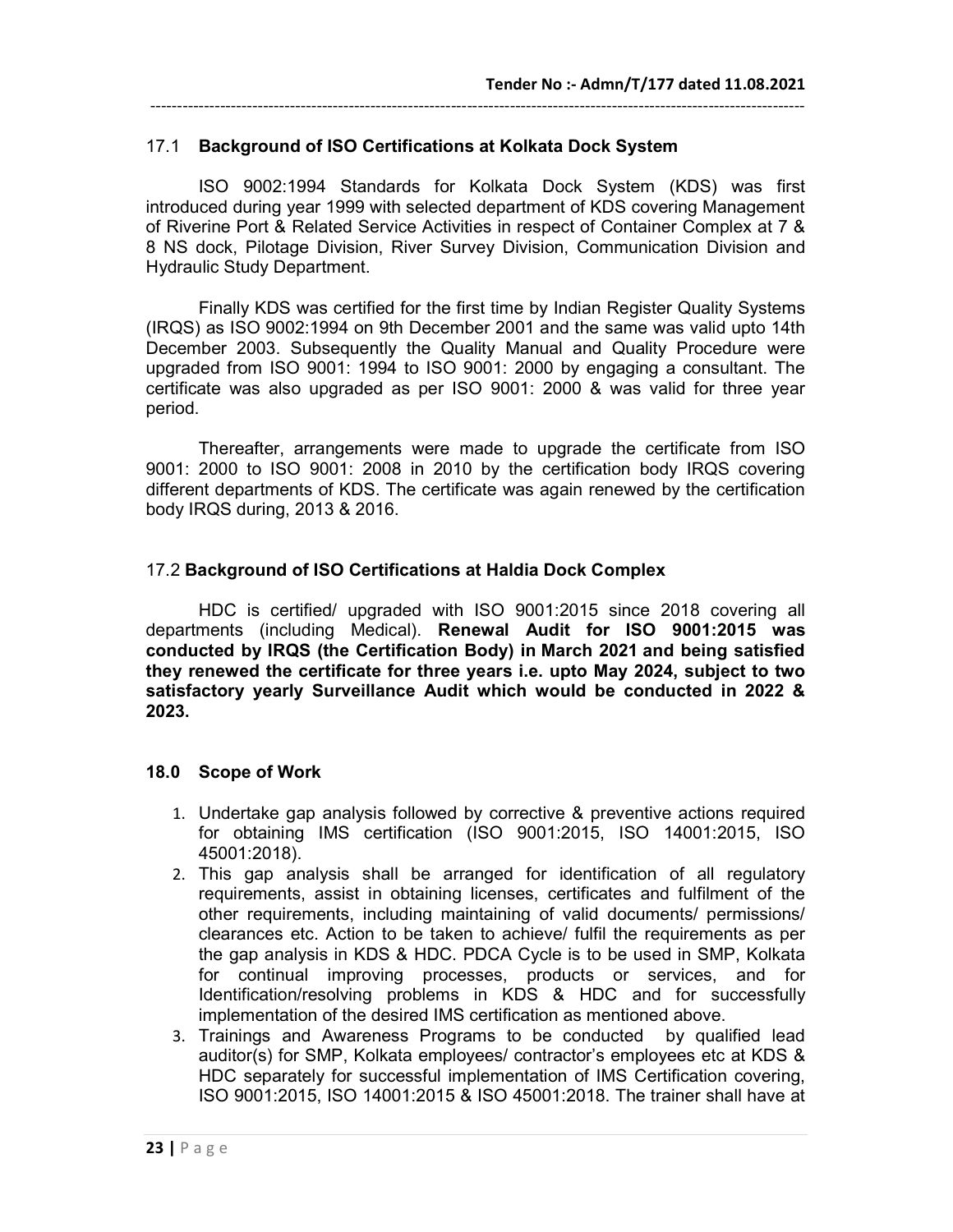### 17.1 **Background of ISO Certifications at Kolkata Dock System**

ISO 9002:1994 Standards for Kolkata Dock System (KDS) was first introduced during year 1999 with selected department of KDS covering Management of Riverine Port & Related Service Activities in respect of Container Complex at 7 & 8 NS dock, Pilotage Division, River Survey Division, Communication Division and Hydraulic Study Department.

Finally KDS was certified for the first time by Indian Register Quality Systems (IRQS) as ISO 9002:1994 on 9th December 2001 and the same was valid upto 14th December 2003. Subsequently the Quality Manual and Quality Procedure were upgraded from ISO 9001: 1994 to ISO 9001: 2000 by engaging a consultant. The certificate was also upgraded as per ISO 9001: 2000 & was valid for three year period.

Thereafter, arrangements were made to upgrade the certificate from ISO 9001: 2000 to ISO 9001: 2008 in 2010 by the certification body IRQS covering different departments of KDS. The certificate was again renewed by the certification body IRQS during, 2013 & 2016.

### 17.2 **Background of ISO Certifications at Haldia Dock Complex**

HDC is certified/ upgraded with ISO 9001:2015 since 2018 covering all departments (including Medical). **Renewal Audit for ISO 9001:2015 was conducted by IRQS (the Certification Body) in March 2021 and being satisfied they renewed the certificate for three years i.e. upto May 2024, subject to two satisfactory yearly Surveillance Audit which would be conducted in 2022 & 2023.**

### **18.0 Scope of Work**

1. Undertake gap analysis followed by corrective & preventive actions required for obtaining IMS certification (ISO 9001:2015, ISO 14001:2015, ISO 45001:2018).
2. This gap analysis shall be arranged for identification of all regulatory requirements, assist in obtaining licenses, certificates and fulfilment of the other requirements, including maintaining of valid documents/ permissions/ clearances etc. Action to be taken to achieve/ fulfil the requirements as per the gap analysis in KDS & HDC. PDCA Cycle is to be used in SMP, Kolkata for continual improving processes, products or services, and for Identification/resolving problems in KDS & HDC and for successfully implementation of the desired IMS certification as mentioned above.
3. Trainings and Awareness Programs to be conducted by qualified lead auditor(s) for SMP, Kolkata employees/ contractor's employees etc at KDS & HDC separately for successful implementation of IMS Certification covering, ISO 9001:2015, ISO 14001:2015 & ISO 45001:2018. The trainer shall have at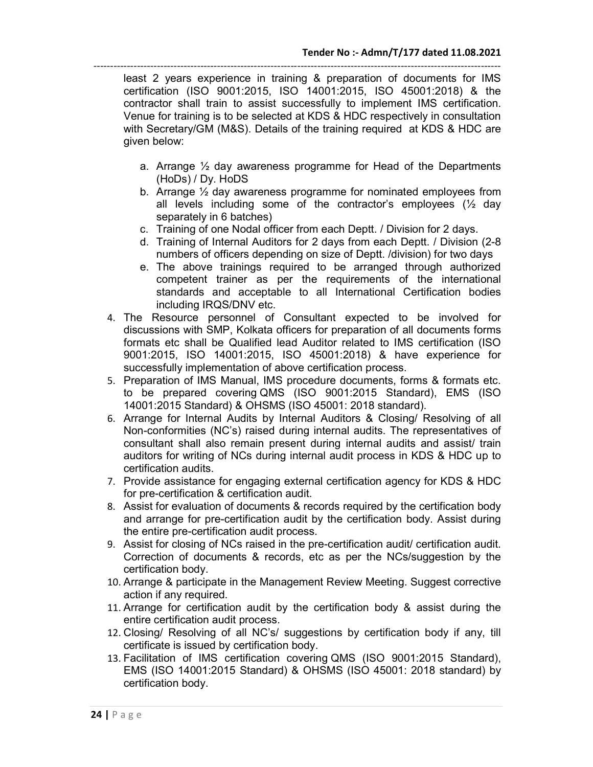least 2 years experience in training & preparation of documents for IMS certification (ISO 9001:2015, ISO 14001:2015, ISO 45001:2018) & the contractor shall train to assist successfully to implement IMS certification. Venue for training is to be selected at KDS & HDC respectively in consultation with Secretary/GM (M&S). Details of the training required at KDS & HDC are given below:

   a. Arrange ½ day awareness programme for Head of the Departments (HoDs) / Dy. HoDS
   b. Arrange ½ day awareness programme for nominated employees from all levels including some of the contractor's employees (½ day separately in 6 batches)
   c. Training of one Nodal officer from each Deptt. / Division for 2 days.
   d. Training of Internal Auditors for 2 days from each Deptt. / Division (2-8 numbers of officers depending on size of Deptt. /division) for two days
   e. The above trainings required to be arranged through authorized competent trainer as per the requirements of the international standards and acceptable to all International Certification bodies including IRQS/DNV etc.

4. The Resource personnel of Consultant expected to be involved for discussions with SMP, Kolkata officers for preparation of all documents forms formats etc shall be Qualified lead Auditor related to IMS certification (ISO 9001:2015, ISO 14001:2015, ISO 45001:2018) & have experience for successfully implementation of above certification process.
5. Preparation of IMS Manual, IMS procedure documents, forms & formats etc. to be prepared covering QMS (ISO 9001:2015 Standard), EMS (ISO 14001:2015 Standard) & OHSMS (ISO 45001: 2018 standard).
6. Arrange for Internal Audits by Internal Auditors & Closing/ Resolving of all Non-conformities (NC's) raised during internal audits. The representatives of consultant shall also remain present during internal audits and assist/ train auditors for writing of NCs during internal audit process in KDS & HDC up to certification audits.
7. Provide assistance for engaging external certification agency for KDS & HDC for pre-certification & certification audit.
8. Assist for evaluation of documents & records required by the certification body and arrange for pre-certification audit by the certification body. Assist during the entire pre-certification audit process.
9. Assist for closing of NCs raised in the pre-certification audit/ certification audit. Correction of documents & records, etc as per the NCs/suggestion by the certification body.
10. Arrange & participate in the Management Review Meeting. Suggest corrective action if any required.
11. Arrange for certification audit by the certification body & assist during the entire certification audit process.
12. Closing/ Resolving of all NC's/ suggestions by certification body if any, till certificate is issued by certification body.
13. Facilitation of IMS certification covering QMS (ISO 9001:2015 Standard), EMS (ISO 14001:2015 Standard) & OHSMS (ISO 45001: 2018 standard) by certification body.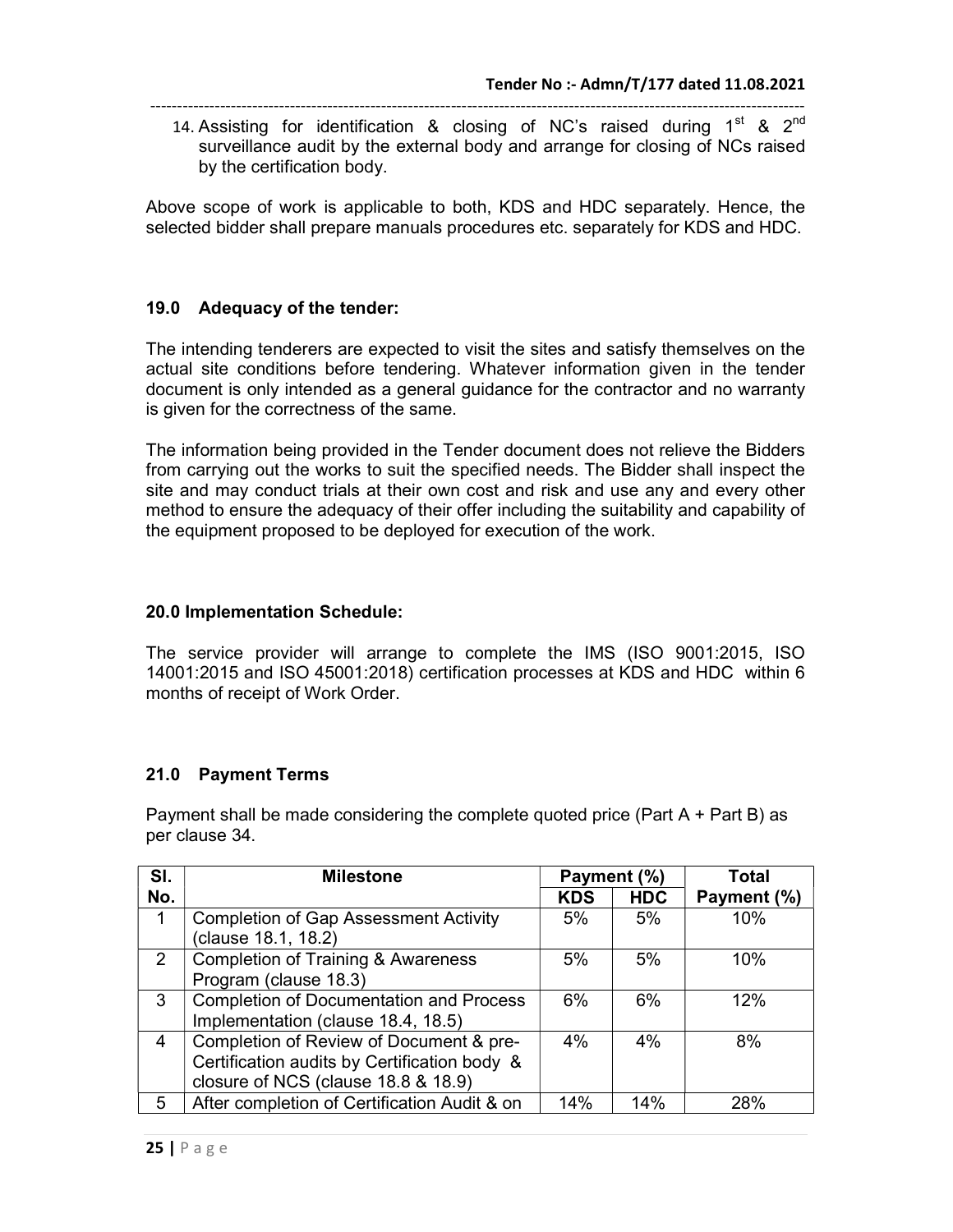14. Assisting for identification & closing of NC's raised during 1st & 2nd surveillance audit by the external body and arrange for closing of NCs raised by the certification body.

Above scope of work is applicable to both, KDS and HDC separately. Hence, the selected bidder shall prepare manuals procedures etc. separately for KDS and HDC.

## 19.0 Adequacy of the tender:

The intending tenderers are expected to visit the sites and satisfy themselves on the actual site conditions before tendering. Whatever information given in the tender document is only intended as a general guidance for the contractor and no warranty is given for the correctness of the same.

The information being provided in the Tender document does not relieve the Bidders from carrying out the works to suit the specified needs. The Bidder shall inspect the site and may conduct trials at their own cost and risk and use any and every other method to ensure the adequacy of their offer including the suitability and capability of the equipment proposed to be deployed for execution of the work.

## 20.0 Implementation Schedule:

The service provider will arrange to complete the IMS (ISO 9001:2015, ISO 14001:2015 and ISO 45001:2018) certification processes at KDS and HDC within 6 months of receipt of Work Order.

## 21.0 Payment Terms

Payment shall be made considering the complete quoted price (Part A + Part B) as per clause 34.

| Sl. No. | Milestone | Payment (%) | | Total Payment (%) |
|---|---|---|---|---|
| | | KDS | HDC | |
| 1 | Completion of Gap Assessment Activity (clause 18.1, 18.2) | 5% | 5% | 10% |
| 2 | Completion of Training & Awareness Program (clause 18.3) | 5% | 5% | 10% |
| 3 | Completion of Documentation and Process Implementation (clause 18.4, 18.5) | 6% | 6% | 12% |
| 4 | Completion of Review of Document & pre-Certification audits by Certification body & closure of NCS (clause 18.8 & 18.9) | 4% | 4% | 8% |
| 5 | After completion of Certification Audit & on | 14% | 14% | 28% |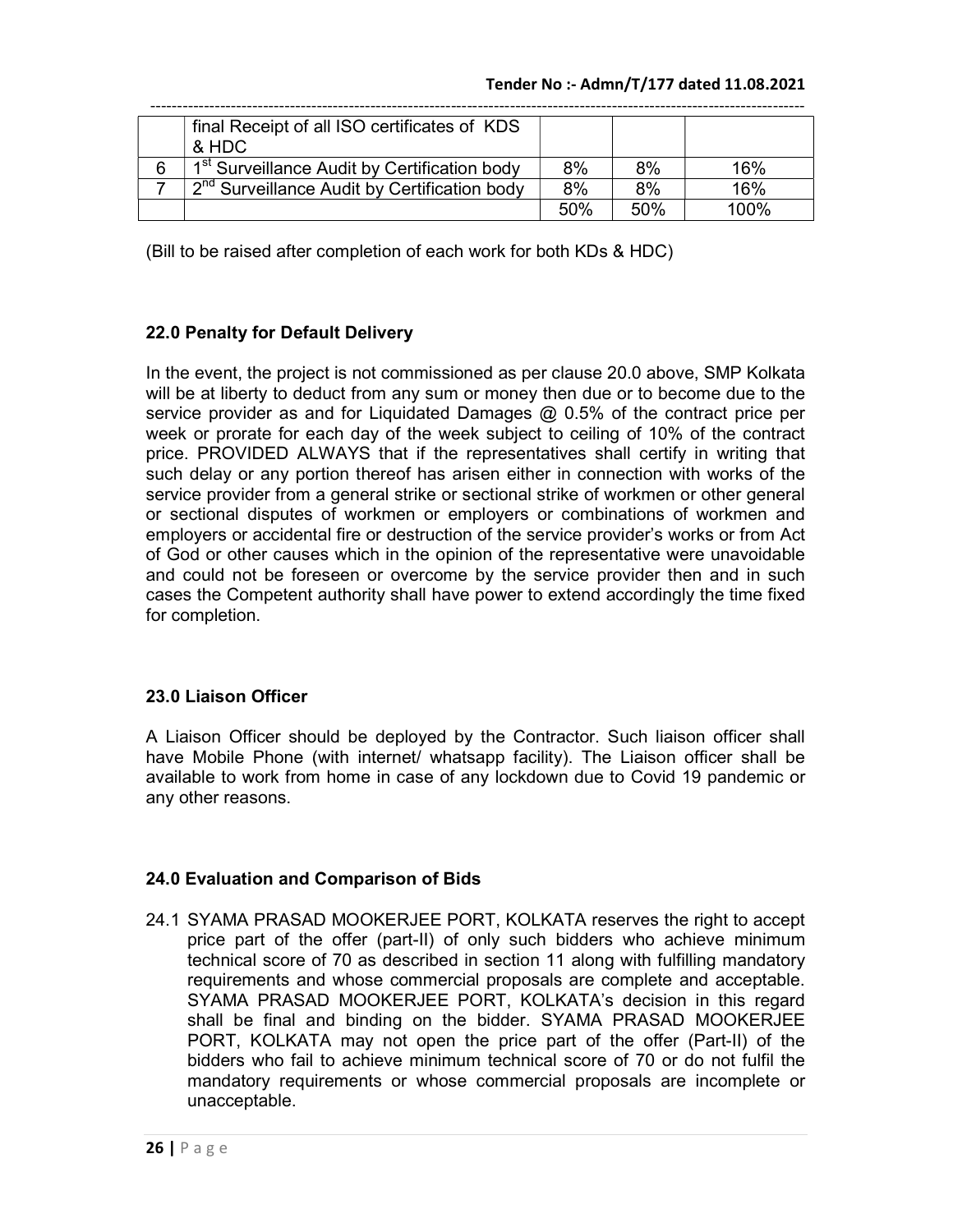| | final Receipt of all ISO certificates of KDS & HDC | | | |
|---|---|---|---|---|
| 6 | 1st Surveillance Audit by Certification body | 8% | 8% | 16% |
| 7 | 2nd Surveillance Audit by Certification body | 8% | 8% | 16% |
| | | 50% | 50% | 100% |

(Bill to be raised after completion of each work for both KDs & HDC)

### 22.0 Penalty for Default Delivery

In the event, the project is not commissioned as per clause 20.0 above, SMP Kolkata will be at liberty to deduct from any sum or money then due or to become due to the service provider as and for Liquidated Damages @ 0.5% of the contract price per week or prorate for each day of the week subject to ceiling of 10% of the contract price. PROVIDED ALWAYS that if the representatives shall certify in writing that such delay or any portion thereof has arisen either in connection with works of the service provider from a general strike or sectional strike of workmen or other general or sectional disputes of workmen or employers or combinations of workmen and employers or accidental fire or destruction of the service provider's works or from Act of God or other causes which in the opinion of the representative were unavoidable and could not be foreseen or overcome by the service provider then and in such cases the Competent authority shall have power to extend accordingly the time fixed for completion.

### 23.0 Liaison Officer

A Liaison Officer should be deployed by the Contractor. Such liaison officer shall have Mobile Phone (with internet/ whatsapp facility). The Liaison officer shall be available to work from home in case of any lockdown due to Covid 19 pandemic or any other reasons.

### 24.0 Evaluation and Comparison of Bids

24.1 SYAMA PRASAD MOOKERJEE PORT, KOLKATA reserves the right to accept price part of the offer (part-II) of only such bidders who achieve minimum technical score of 70 as described in section 11 along with fulfilling mandatory requirements and whose commercial proposals are complete and acceptable. SYAMA PRASAD MOOKERJEE PORT, KOLKATA's decision in this regard shall be final and binding on the bidder. SYAMA PRASAD MOOKERJEE PORT, KOLKATA may not open the price part of the offer (Part-II) of the bidders who fail to achieve minimum technical score of 70 or do not fulfil the mandatory requirements or whose commercial proposals are incomplete or unacceptable.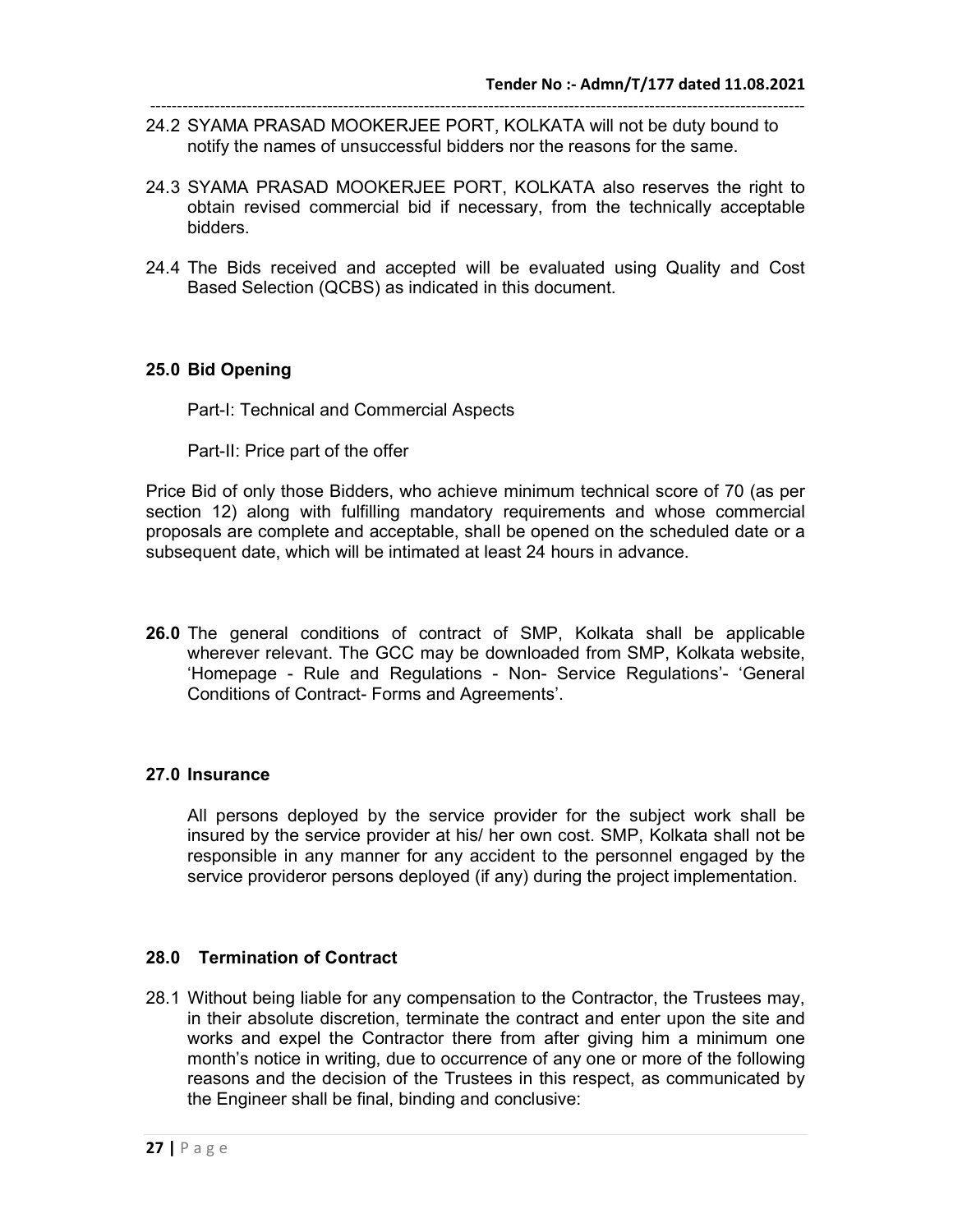24.2 SYAMA PRASAD MOOKERJEE PORT, KOLKATA will not be duty bound to notify the names of unsuccessful bidders nor the reasons for the same.

24.3 SYAMA PRASAD MOOKERJEE PORT, KOLKATA also reserves the right to obtain revised commercial bid if necessary, from the technically acceptable bidders.

24.4 The Bids received and accepted will be evaluated using Quality and Cost Based Selection (QCBS) as indicated in this document.

## 25.0 Bid Opening

Part-I: Technical and Commercial Aspects

Part-II: Price part of the offer

Price Bid of only those Bidders, who achieve minimum technical score of 70 (as per section 12) along with fulfilling mandatory requirements and whose commercial proposals are complete and acceptable, shall be opened on the scheduled date or a subsequent date, which will be intimated at least 24 hours in advance.

**26.0** The general conditions of contract of SMP, Kolkata shall be applicable wherever relevant. The GCC may be downloaded from SMP, Kolkata website, 'Homepage - Rule and Regulations - Non- Service Regulations'- 'General Conditions of Contract- Forms and Agreements'.

## 27.0 Insurance

All persons deployed by the service provider for the subject work shall be insured by the service provider at his/ her own cost. SMP, Kolkata shall not be responsible in any manner for any accident to the personnel engaged by the service provideror persons deployed (if any) during the project implementation.

## 28.0 Termination of Contract

28.1 Without being liable for any compensation to the Contractor, the Trustees may, in their absolute discretion, terminate the contract and enter upon the site and works and expel the Contractor there from after giving him a minimum one month's notice in writing, due to occurrence of any one or more of the following reasons and the decision of the Trustees in this respect, as communicated by the Engineer shall be final, binding and conclusive: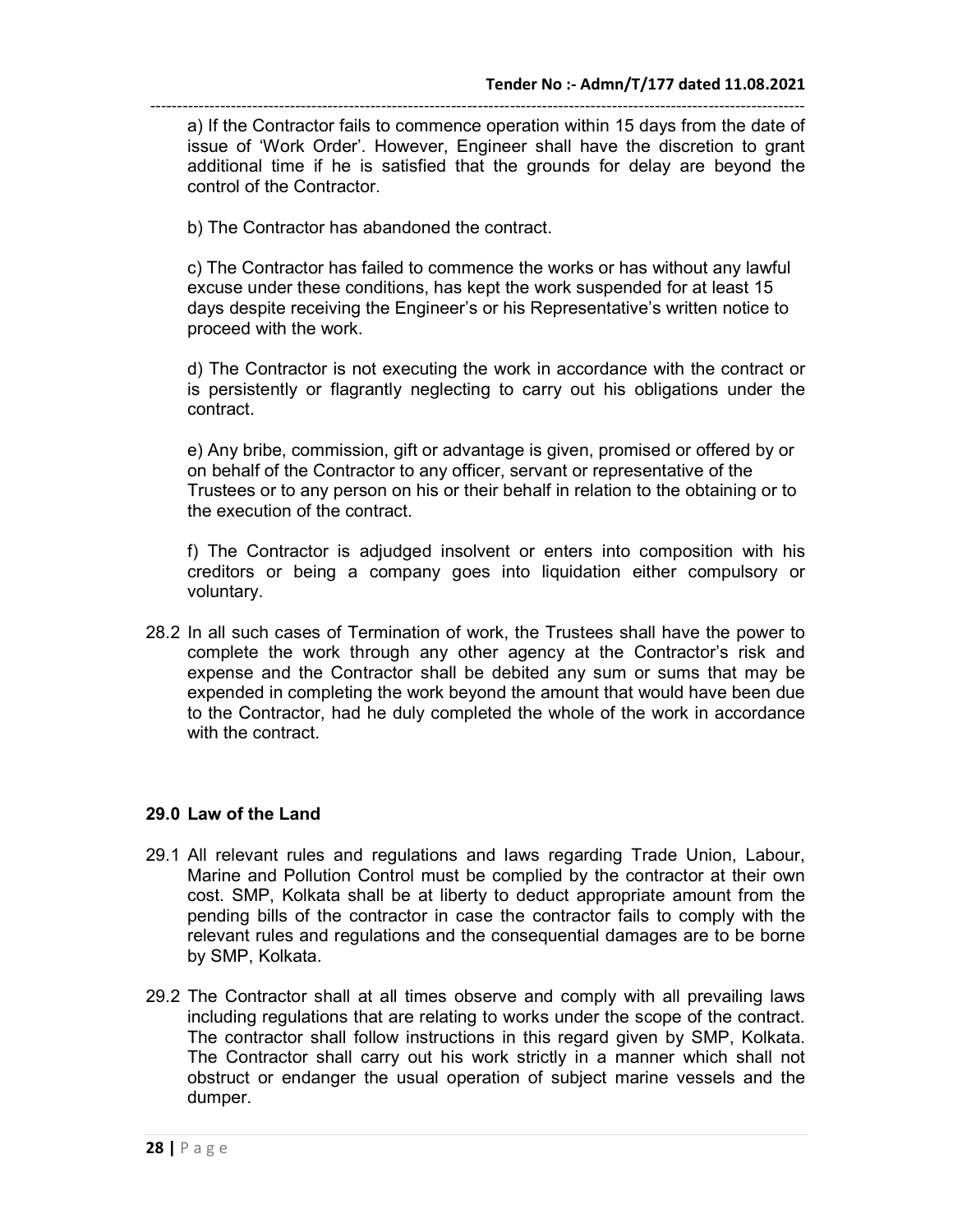a) If the Contractor fails to commence operation within 15 days from the date of issue of 'Work Order'. However, Engineer shall have the discretion to grant additional time if he is satisfied that the grounds for delay are beyond the control of the Contractor.

b) The Contractor has abandoned the contract.

c) The Contractor has failed to commence the works or has without any lawful excuse under these conditions, has kept the work suspended for at least 15 days despite receiving the Engineer's or his Representative's written notice to proceed with the work.

d) The Contractor is not executing the work in accordance with the contract or is persistently or flagrantly neglecting to carry out his obligations under the contract.

e) Any bribe, commission, gift or advantage is given, promised or offered by or on behalf of the Contractor to any officer, servant or representative of the Trustees or to any person on his or their behalf in relation to the obtaining or to the execution of the contract.

f) The Contractor is adjudged insolvent or enters into composition with his creditors or being a company goes into liquidation either compulsory or voluntary.

28.2 In all such cases of Termination of work, the Trustees shall have the power to complete the work through any other agency at the Contractor's risk and expense and the Contractor shall be debited any sum or sums that may be expended in completing the work beyond the amount that would have been due to the Contractor, had he duly completed the whole of the work in accordance with the contract.

## 29.0 Law of the Land

29.1 All relevant rules and regulations and laws regarding Trade Union, Labour, Marine and Pollution Control must be complied by the contractor at their own cost. SMP, Kolkata shall be at liberty to deduct appropriate amount from the pending bills of the contractor in case the contractor fails to comply with the relevant rules and regulations and the consequential damages are to be borne by SMP, Kolkata.

29.2 The Contractor shall at all times observe and comply with all prevailing laws including regulations that are relating to works under the scope of the contract. The contractor shall follow instructions in this regard given by SMP, Kolkata. The Contractor shall carry out his work strictly in a manner which shall not obstruct or endanger the usual operation of subject marine vessels and the dumper.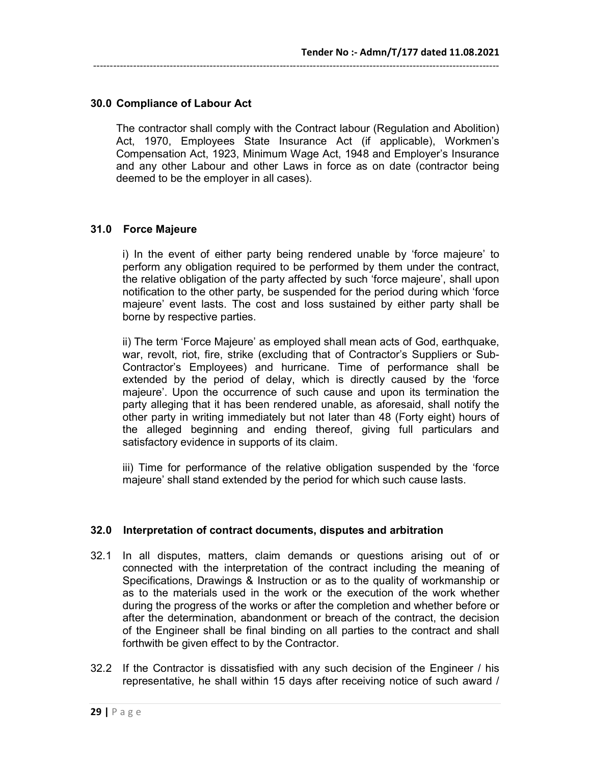## 30.0 Compliance of Labour Act

The contractor shall comply with the Contract labour (Regulation and Abolition) Act, 1970, Employees State Insurance Act (if applicable), Workmen's Compensation Act, 1923, Minimum Wage Act, 1948 and Employer's Insurance and any other Labour and other Laws in force as on date (contractor being deemed to be the employer in all cases).

## 31.0 Force Majeure

i) In the event of either party being rendered unable by 'force majeure' to perform any obligation required to be performed by them under the contract, the relative obligation of the party affected by such 'force majeure', shall upon notification to the other party, be suspended for the period during which 'force majeure' event lasts. The cost and loss sustained by either party shall be borne by respective parties.

ii) The term 'Force Majeure' as employed shall mean acts of God, earthquake, war, revolt, riot, fire, strike (excluding that of Contractor's Suppliers or Sub-Contractor's Employees) and hurricane. Time of performance shall be extended by the period of delay, which is directly caused by the 'force majeure'. Upon the occurrence of such cause and upon its termination the party alleging that it has been rendered unable, as aforesaid, shall notify the other party in writing immediately but not later than 48 (Forty eight) hours of the alleged beginning and ending thereof, giving full particulars and satisfactory evidence in supports of its claim.

iii) Time for performance of the relative obligation suspended by the 'force majeure' shall stand extended by the period for which such cause lasts.

## 32.0 Interpretation of contract documents, disputes and arbitration

32.1 In all disputes, matters, claim demands or questions arising out of or connected with the interpretation of the contract including the meaning of Specifications, Drawings & Instruction or as to the quality of workmanship or as to the materials used in the work or the execution of the work whether during the progress of the works or after the completion and whether before or after the determination, abandonment or breach of the contract, the decision of the Engineer shall be final binding on all parties to the contract and shall forthwith be given effect to by the Contractor.

32.2 If the Contractor is dissatisfied with any such decision of the Engineer / his representative, he shall within 15 days after receiving notice of such award /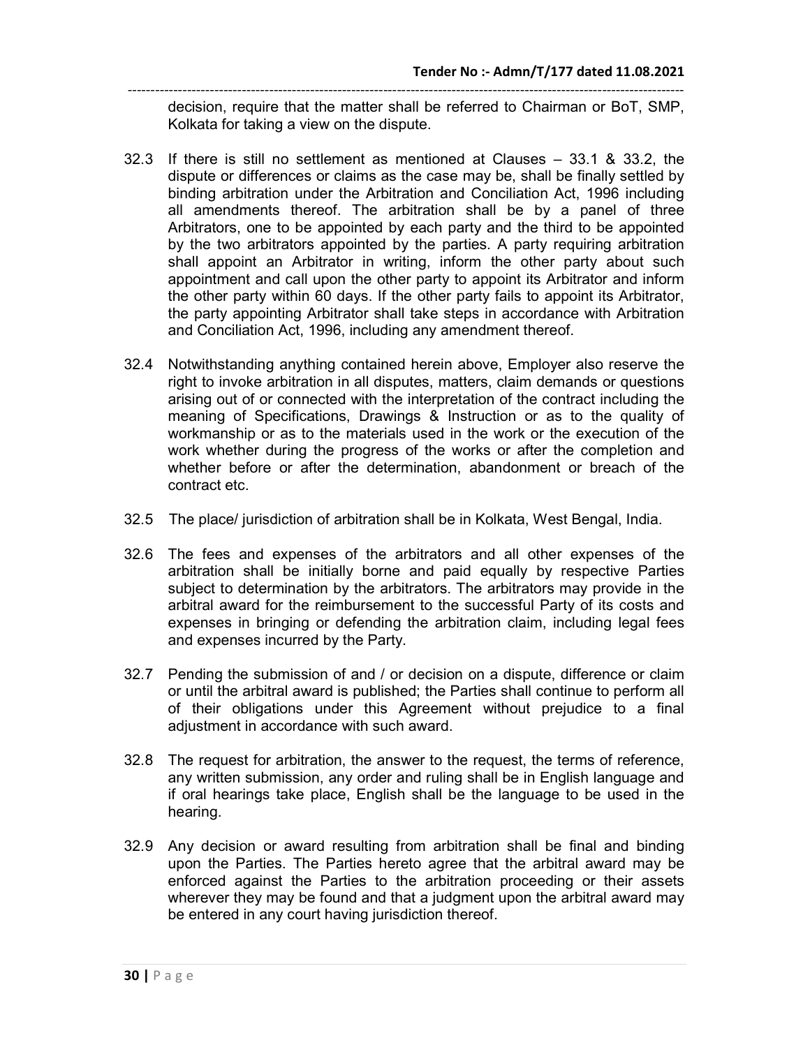decision, require that the matter shall be referred to Chairman or BoT, SMP, Kolkata for taking a view on the dispute.

32.3 If there is still no settlement as mentioned at Clauses – 33.1 & 33.2, the dispute or differences or claims as the case may be, shall be finally settled by binding arbitration under the Arbitration and Conciliation Act, 1996 including all amendments thereof. The arbitration shall be by a panel of three Arbitrators, one to be appointed by each party and the third to be appointed by the two arbitrators appointed by the parties. A party requiring arbitration shall appoint an Arbitrator in writing, inform the other party about such appointment and call upon the other party to appoint its Arbitrator and inform the other party within 60 days. If the other party fails to appoint its Arbitrator, the party appointing Arbitrator shall take steps in accordance with Arbitration and Conciliation Act, 1996, including any amendment thereof.

32.4 Notwithstanding anything contained herein above, Employer also reserve the right to invoke arbitration in all disputes, matters, claim demands or questions arising out of or connected with the interpretation of the contract including the meaning of Specifications, Drawings & Instruction or as to the quality of workmanship or as to the materials used in the work or the execution of the work whether during the progress of the works or after the completion and whether before or after the determination, abandonment or breach of the contract etc.

32.5 The place/ jurisdiction of arbitration shall be in Kolkata, West Bengal, India.

32.6 The fees and expenses of the arbitrators and all other expenses of the arbitration shall be initially borne and paid equally by respective Parties subject to determination by the arbitrators. The arbitrators may provide in the arbitral award for the reimbursement to the successful Party of its costs and expenses in bringing or defending the arbitration claim, including legal fees and expenses incurred by the Party.

32.7 Pending the submission of and / or decision on a dispute, difference or claim or until the arbitral award is published; the Parties shall continue to perform all of their obligations under this Agreement without prejudice to a final adjustment in accordance with such award.

32.8 The request for arbitration, the answer to the request, the terms of reference, any written submission, any order and ruling shall be in English language and if oral hearings take place, English shall be the language to be used in the hearing.

32.9 Any decision or award resulting from arbitration shall be final and binding upon the Parties. The Parties hereto agree that the arbitral award may be enforced against the Parties to the arbitration proceeding or their assets wherever they may be found and that a judgment upon the arbitral award may be entered in any court having jurisdiction thereof.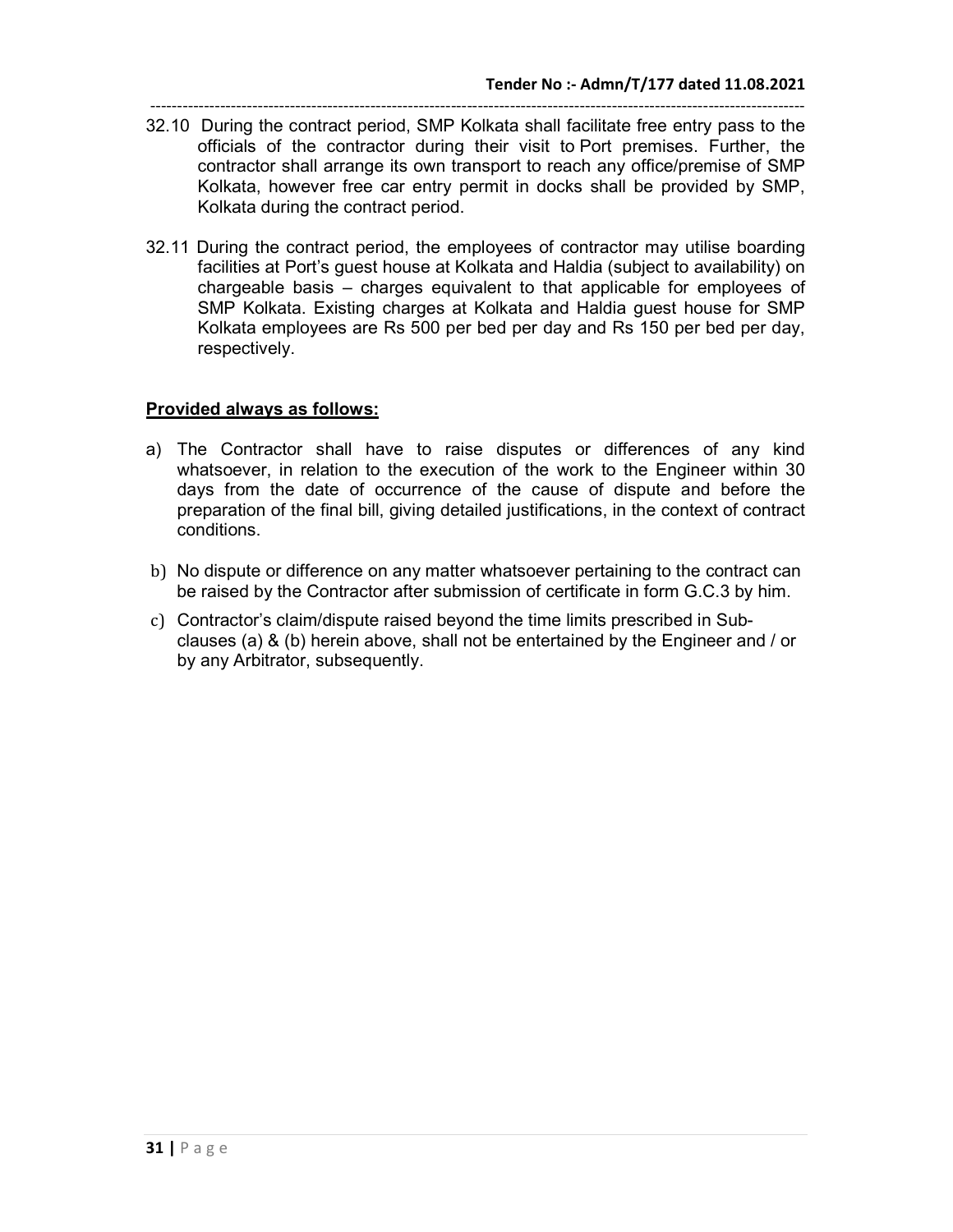32.10 During the contract period, SMP Kolkata shall facilitate free entry pass to the officials of the contractor during their visit to Port premises. Further, the contractor shall arrange its own transport to reach any office/premise of SMP Kolkata, however free car entry permit in docks shall be provided by SMP, Kolkata during the contract period.

32.11 During the contract period, the employees of contractor may utilise boarding facilities at Port's guest house at Kolkata and Haldia (subject to availability) on chargeable basis – charges equivalent to that applicable for employees of SMP Kolkata. Existing charges at Kolkata and Haldia guest house for SMP Kolkata employees are Rs 500 per bed per day and Rs 150 per bed per day, respectively.

**Provided always as follows:**

a) The Contractor shall have to raise disputes or differences of any kind whatsoever, in relation to the execution of the work to the Engineer within 30 days from the date of occurrence of the cause of dispute and before the preparation of the final bill, giving detailed justifications, in the context of contract conditions.

b) No dispute or difference on any matter whatsoever pertaining to the contract can be raised by the Contractor after submission of certificate in form G.C.3 by him.

c) Contractor's claim/dispute raised beyond the time limits prescribed in Sub-clauses (a) & (b) herein above, shall not be entertained by the Engineer and / or by any Arbitrator, subsequently.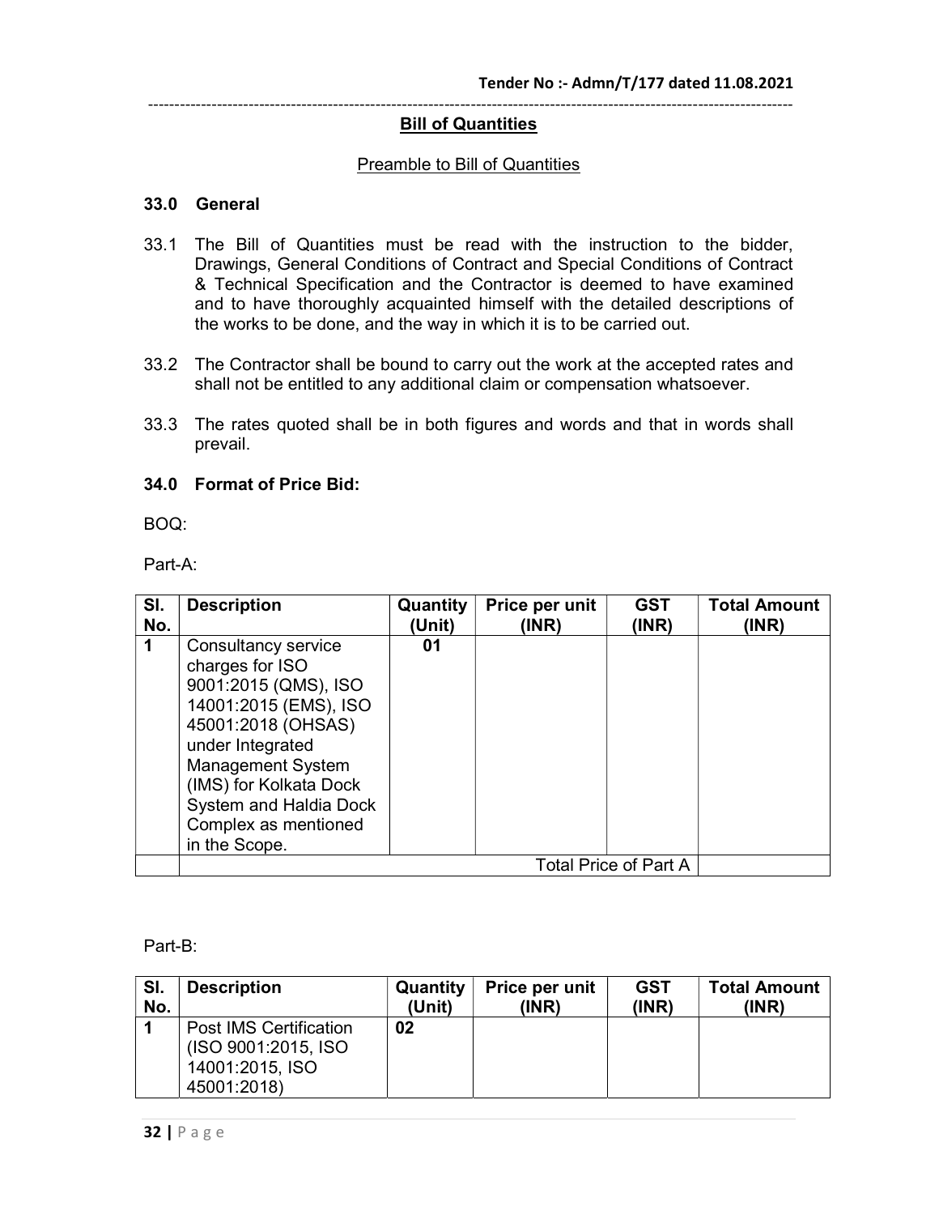## Bill of Quantities

Preamble to Bill of Quantities

### 33.0 General

33.1 The Bill of Quantities must be read with the instruction to the bidder, Drawings, General Conditions of Contract and Special Conditions of Contract & Technical Specification and the Contractor is deemed to have examined and to have thoroughly acquainted himself with the detailed descriptions of the works to be done, and the way in which it is to be carried out.

33.2 The Contractor shall be bound to carry out the work at the accepted rates and shall not be entitled to any additional claim or compensation whatsoever.

33.3 The rates quoted shall be in both figures and words and that in words shall prevail.

### 34.0 Format of Price Bid:

BOQ:

Part-A:

| Sl. No. | Description | Quantity (Unit) | Price per unit (INR) | GST (INR) | Total Amount (INR) |
|---|---|---|---|---|---|
| 1 | Consultancy service charges for ISO 9001:2015 (QMS), ISO 14001:2015 (EMS), ISO 45001:2018 (OHSAS) under Integrated Management System (IMS) for Kolkata Dock System and Haldia Dock Complex as mentioned in the Scope. | 01 | | | |
| | Total Price of Part A | | | | |

Part-B:

| Sl. No. | Description | Quantity (Unit) | Price per unit (INR) | GST (INR) | Total Amount (INR) |
|---|---|---|---|---|---|
| 1 | Post IMS Certification (ISO 9001:2015, ISO 14001:2015, ISO 45001:2018) | 02 | | | |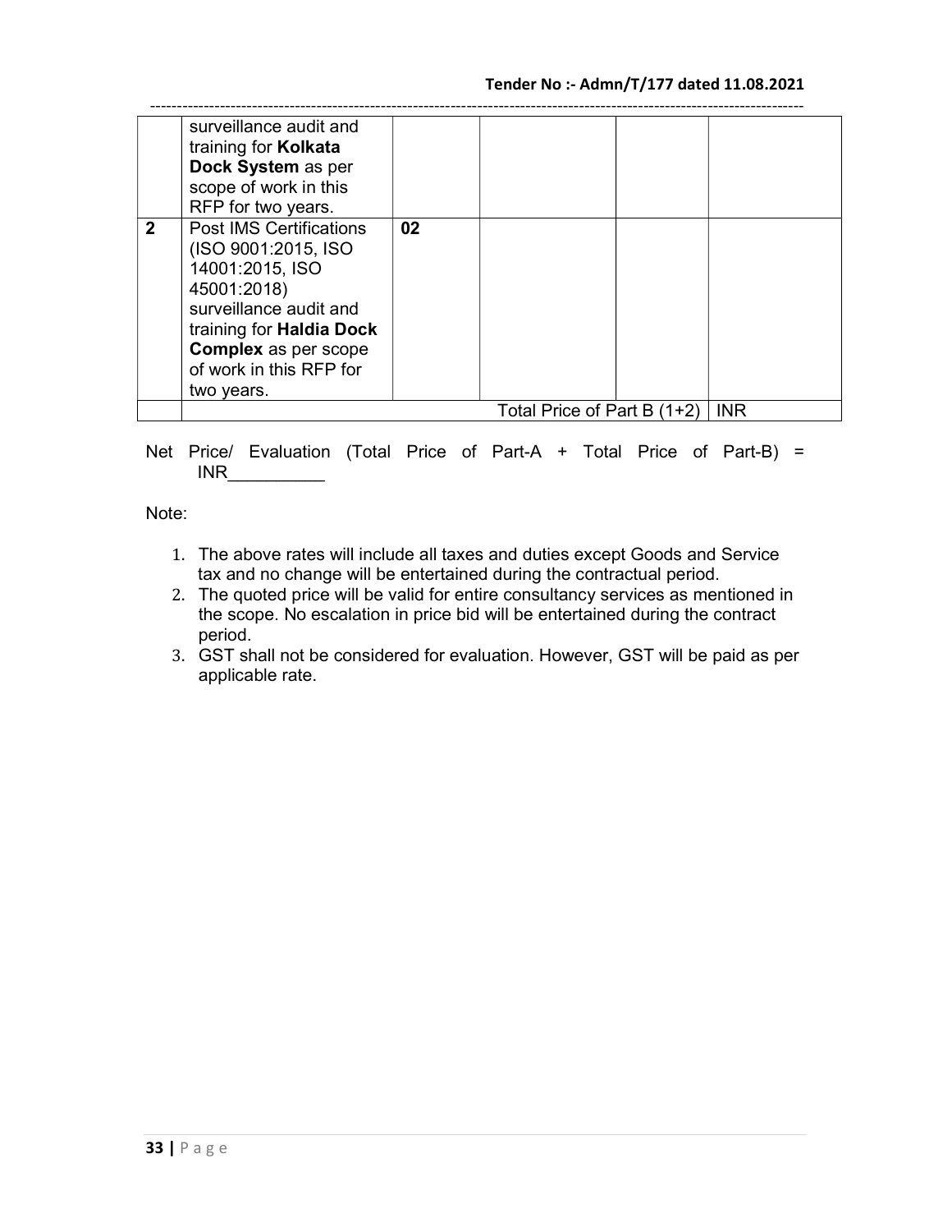| | | | | | |
|---|---|---|---|---|---|
| | surveillance audit and training for **Kolkata Dock System** as per scope of work in this RFP for two years. | | | | |
| **2** | Post IMS Certifications (ISO 9001:2015, ISO 14001:2015, ISO 45001:2018) surveillance audit and training for **Haldia Dock Complex** as per scope of work in this RFP for two years. | **02** | | | |
| | | | Total Price of Part B (1+2) | | INR |

Net Price/ Evaluation (Total Price of Part-A + Total Price of Part-B) = INR__________

Note:

1. The above rates will include all taxes and duties except Goods and Service tax and no change will be entertained during the contractual period.
2. The quoted price will be valid for entire consultancy services as mentioned in the scope. No escalation in price bid will be entertained during the contract period.
3. GST shall not be considered for evaluation. However, GST will be paid as per applicable rate.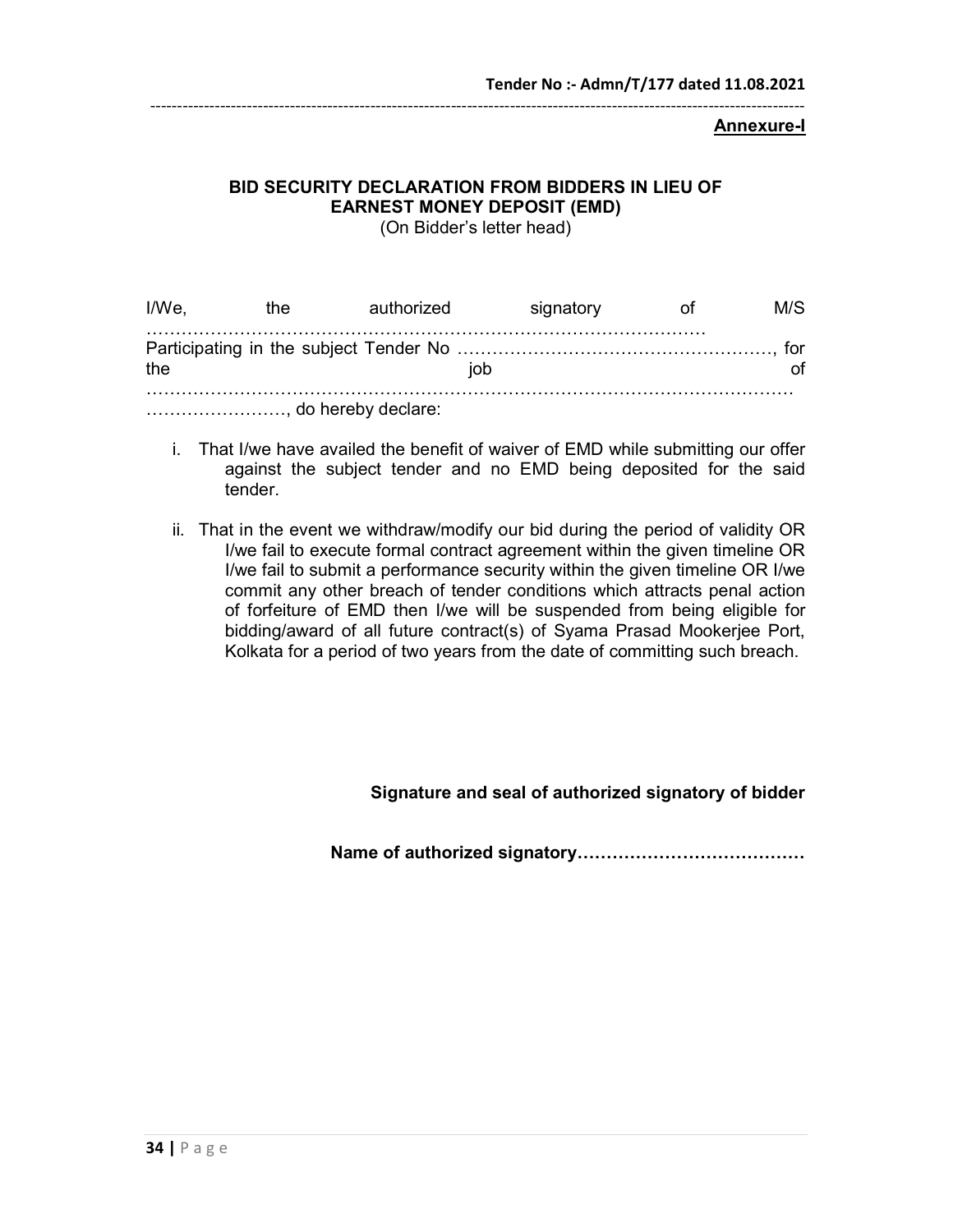**Annexure-I**

**BID SECURITY DECLARATION FROM BIDDERS IN LIEU OF EARNEST MONEY DEPOSIT (EMD)**

(On Bidder's letter head)

I/We, the authorized signatory of M/S ………………………………………………………………………………… Participating in the subject Tender No ………………………………………………, for the job of ……………………………………………………………………………………………… ……………………, do hereby declare:

i. That I/we have availed the benefit of waiver of EMD while submitting our offer against the subject tender and no EMD being deposited for the said tender.

ii. That in the event we withdraw/modify our bid during the period of validity OR I/we fail to execute formal contract agreement within the given timeline OR I/we fail to submit a performance security within the given timeline OR I/we commit any other breach of tender conditions which attracts penal action of forfeiture of EMD then I/we will be suspended from being eligible for bidding/award of all future contract(s) of Syama Prasad Mookerjee Port, Kolkata for a period of two years from the date of committing such breach.

**Signature and seal of authorized signatory of bidder**

**Name of authorized signatory…………………………………**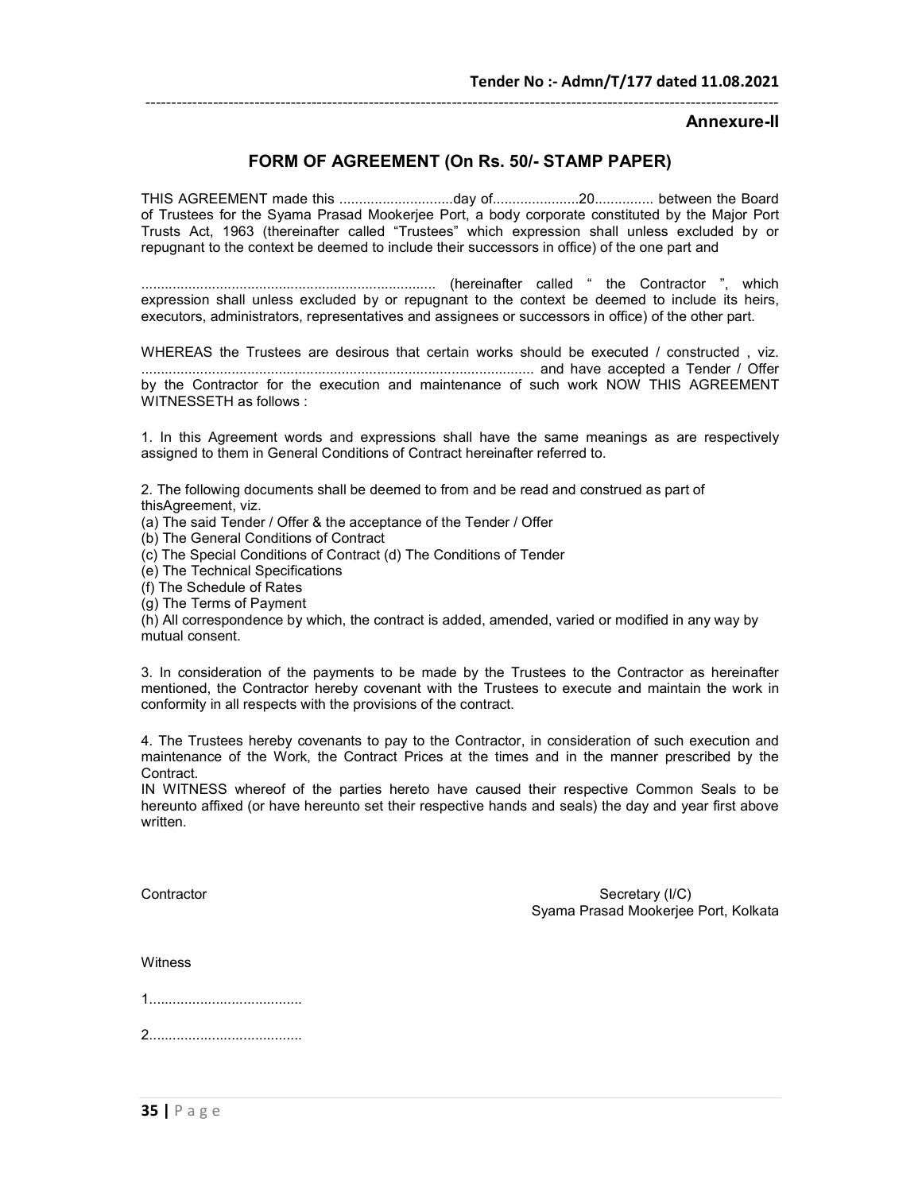Tender No :- Admn/T/177 dated 11.08.2021

**Annexure-II**

## FORM OF AGREEMENT (On Rs. 50/- STAMP PAPER)

THIS AGREEMENT made this ............................day of......................20............... between the Board of Trustees for the Syama Prasad Mookerjee Port, a body corporate constituted by the Major Port Trusts Act, 1963 (thereinafter called "Trustees" which expression shall unless excluded by or repugnant to the context be deemed to include their successors in office) of the one part and

........................................................................... (hereinafter called " the Contractor ", which expression shall unless excluded by or repugnant to the context be deemed to include its heirs, executors, administrators, representatives and assignees or successors in office) of the other part.

WHEREAS the Trustees are desirous that certain works should be executed / constructed , viz. .................................................................................................. and have accepted a Tender / Offer by the Contractor for the execution and maintenance of such work NOW THIS AGREEMENT WITNESSETH as follows :

1. In this Agreement words and expressions shall have the same meanings as are respectively assigned to them in General Conditions of Contract hereinafter referred to.

2. The following documents shall be deemed to from and be read and construed as part of thisAgreement, viz.
(a) The said Tender / Offer & the acceptance of the Tender / Offer
(b) The General Conditions of Contract
(c) The Special Conditions of Contract (d) The Conditions of Tender
(e) The Technical Specifications
(f) The Schedule of Rates
(g) The Terms of Payment
(h) All correspondence by which, the contract is added, amended, varied or modified in any way by mutual consent.

3. In consideration of the payments to be made by the Trustees to the Contractor as hereinafter mentioned, the Contractor hereby covenant with the Trustees to execute and maintain the work in conformity in all respects with the provisions of the contract.

4. The Trustees hereby covenants to pay to the Contractor, in consideration of such execution and maintenance of the Work, the Contract Prices at the times and in the manner prescribed by the Contract.
IN WITNESS whereof of the parties hereto have caused their respective Common Seals to be hereunto affixed (or have hereunto set their respective hands and seals) the day and year first above written.

Contractor

Secretary (I/C)
Syama Prasad Mookerjee Port, Kolkata

Witness

1.......................................

2.......................................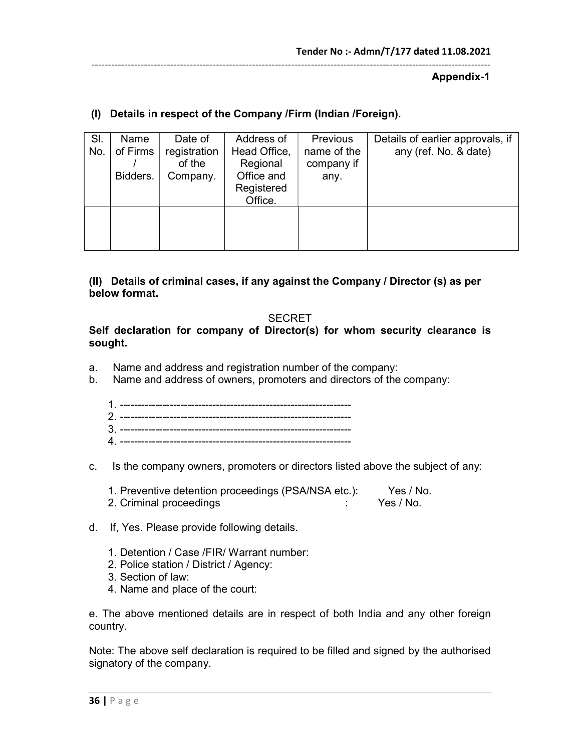Tender No :- Admn/T/177 dated 11.08.2021

**Appendix-1**

**(I) Details in respect of the Company /Firm (Indian /Foreign).**

| Sl. No. | Name of Firms / Bidders. | Date of registration of the Company. | Address of Head Office, Regional Office and Registered Office. | Previous name of the company if any. | Details of earlier approvals, if any (ref. No. & date) |
|---|---|---|---|---|---|
| | | | | | |

**(II) Details of criminal cases, if any against the Company / Director (s) as per below format.**

SECRET

**Self declaration for company of Director(s) for whom security clearance is sought.**

a. Name and address and registration number of the company:

b. Name and address of owners, promoters and directors of the company:

1. ----------------------------------------------------------------
2. ----------------------------------------------------------------
3. ----------------------------------------------------------------
4. ----------------------------------------------------------------

c. Is the company owners, promoters or directors listed above the subject of any:

1. Preventive detention proceedings (PSA/NSA etc.): Yes / No.
2. Criminal proceedings : Yes / No.

d. If, Yes. Please provide following details.

1. Detention / Case /FIR/ Warrant number:
2. Police station / District / Agency:
3. Section of law:
4. Name and place of the court:

e. The above mentioned details are in respect of both India and any other foreign country.

Note: The above self declaration is required to be filled and signed by the authorised signatory of the company.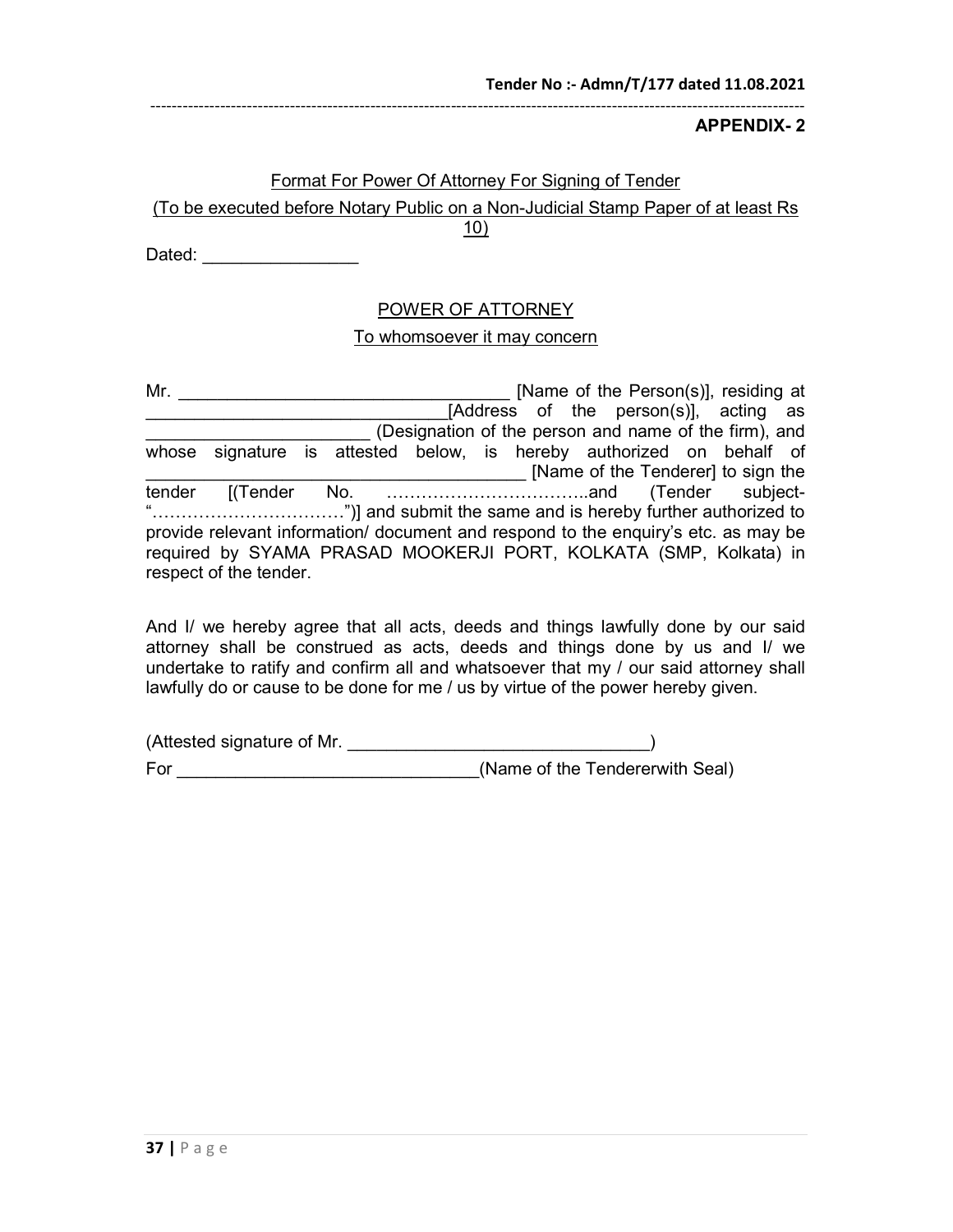**APPENDIX- 2**

Format For Power Of Attorney For Signing of Tender

(To be executed before Notary Public on a Non-Judicial Stamp Paper of at least Rs 10)

Dated: ________________

## POWER OF ATTORNEY

To whomsoever it may concern

Mr. __________________________________ [Name of the Person(s)], residing at _______________________________[Address of the person(s)], acting as _______________________ (Designation of the person and name of the firm), and whose signature is attested below, is hereby authorized on behalf of _______________________________________ [Name of the Tenderer] to sign the tender [(Tender No. ……………………………..and (Tender subject- "……………………………")] and submit the same and is hereby further authorized to provide relevant information/ document and respond to the enquiry's etc. as may be required by SYAMA PRASAD MOOKERJI PORT, KOLKATA (SMP, Kolkata) in respect of the tender.

And I/ we hereby agree that all acts, deeds and things lawfully done by our said attorney shall be construed as acts, deeds and things done by us and I/ we undertake to ratify and confirm all and whatsoever that my / our said attorney shall lawfully do or cause to be done for me / us by virtue of the power hereby given.

(Attested signature of Mr. _______________________________)

For _______________________________(Name of the Tendererwith Seal)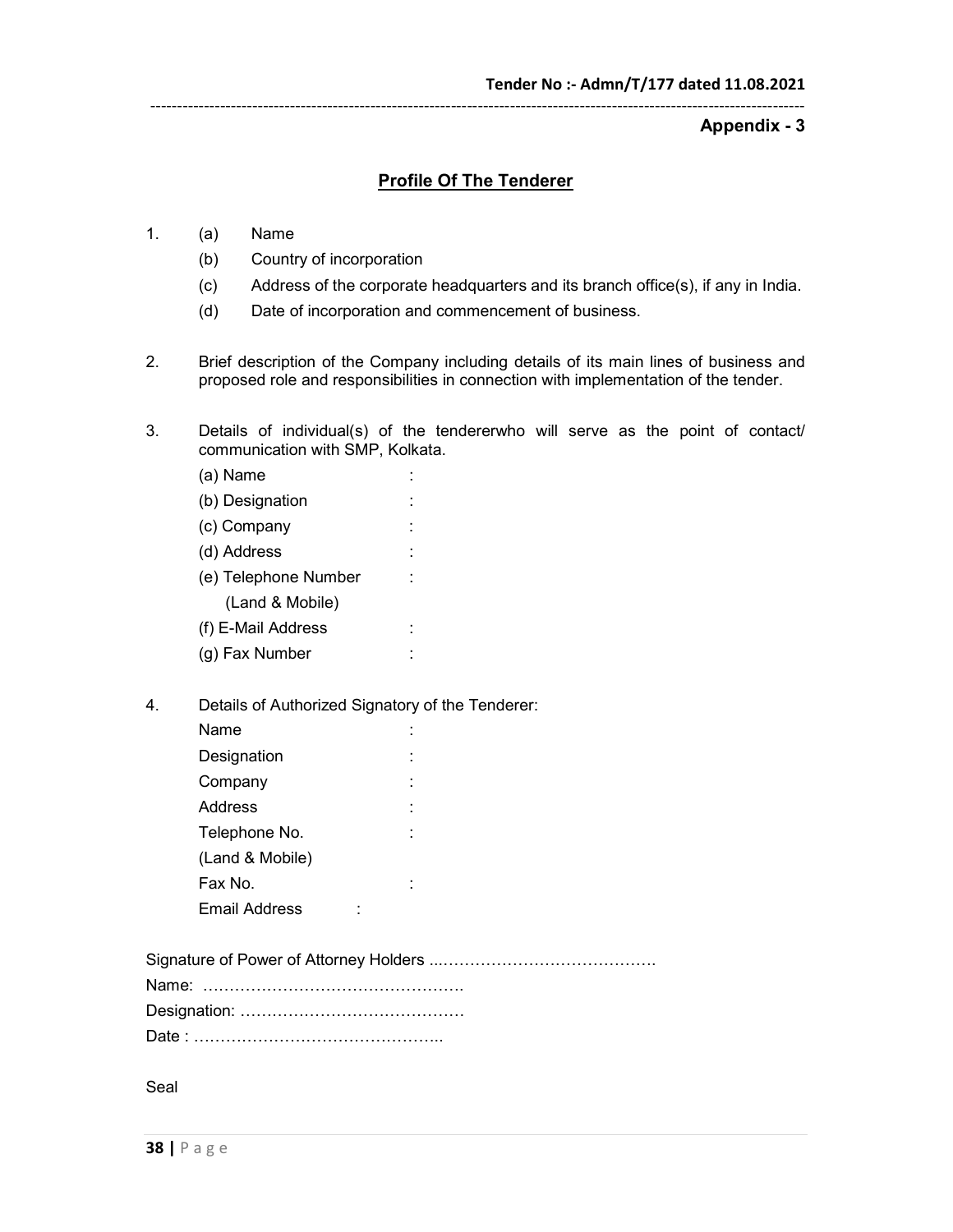**Appendix - 3**

## Profile Of The Tenderer

1. (a) Name
   (b) Country of incorporation
   (c) Address of the corporate headquarters and its branch office(s), if any in India.
   (d) Date of incorporation and commencement of business.

2. Brief description of the Company including details of its main lines of business and proposed role and responsibilities in connection with implementation of the tender.

3. Details of individual(s) of the tendererwho will serve as the point of contact/ communication with SMP, Kolkata.

   (a) Name :
   (b) Designation :
   (c) Company :
   (d) Address :
   (e) Telephone Number :
   (Land & Mobile)
   (f) E-Mail Address :
   (g) Fax Number :

4. Details of Authorized Signatory of the Tenderer:

   Name :
   Designation :
   Company :
   Address :
   Telephone No. :
   (Land & Mobile)
   Fax No. :
   Email Address :

Signature of Power of Attorney Holders ..…………………………………….

Name: ………………………………………….

Designation: ……………………………………

Date : ………………………………………..

Seal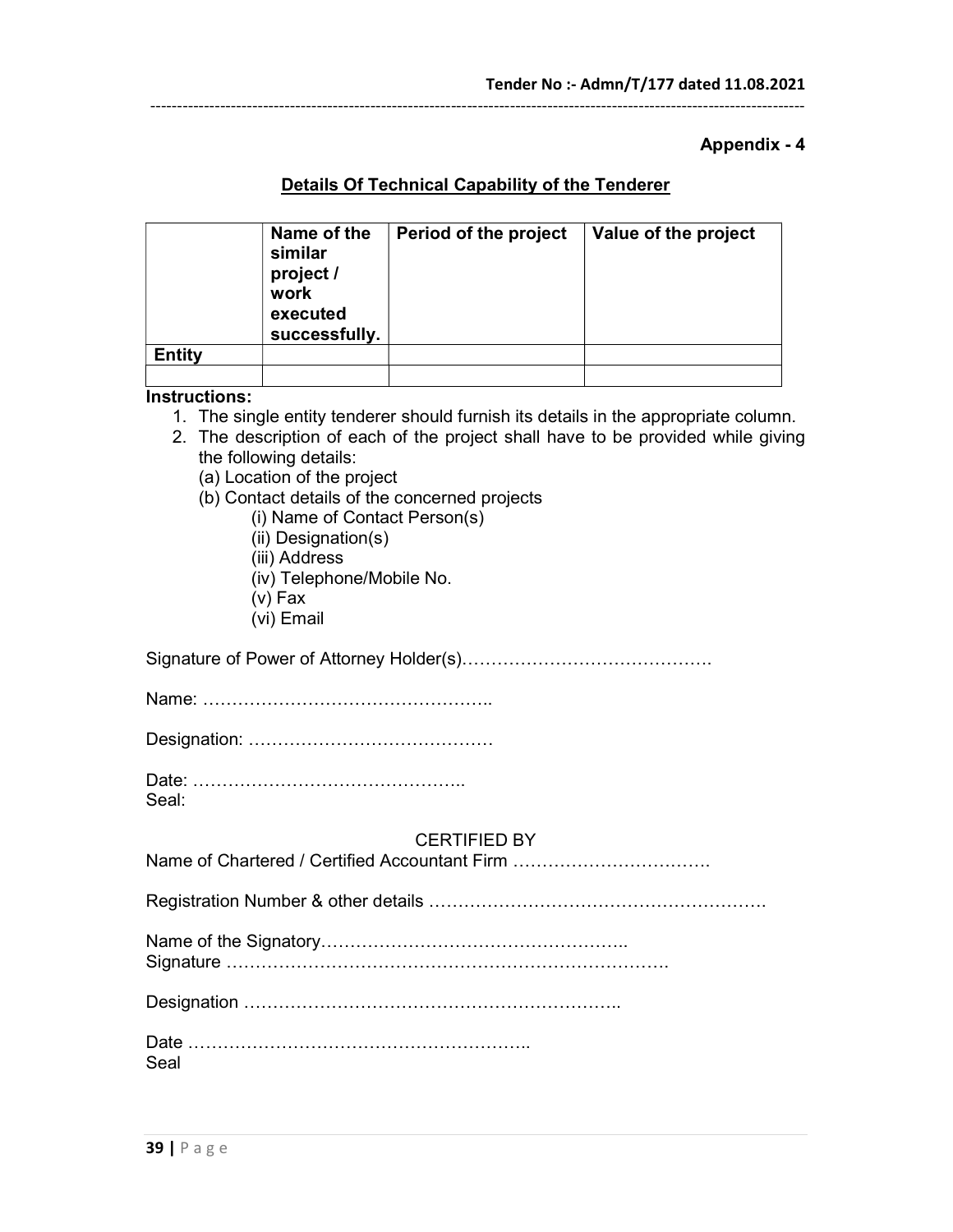**Appendix - 4**

## Details Of Technical Capability of the Tenderer

| | Name of the similar project / work executed successfully. | Period of the project | Value of the project |
|---|---|---|---|
| **Entity** | | | |
| | | | |

**Instructions:**

1. The single entity tenderer should furnish its details in the appropriate column.
2. The description of each of the project shall have to be provided while giving the following details:
   (a) Location of the project
   (b) Contact details of the concerned projects
      (i) Name of Contact Person(s)
      (ii) Designation(s)
      (iii) Address
      (iv) Telephone/Mobile No.
      (v) Fax
      (vi) Email

Signature of Power of Attorney Holder(s)…………………………………….

Name: …………………………………………..

Designation: ……………………………………

Date: ………………………………………..
Seal:

CERTIFIED BY

Name of Chartered / Certified Accountant Firm …………………………….

Registration Number & other details ………………………………………………….

Name of the Signatory……………………………………………..
Signature ………………………………………………………………….

Designation ………………………………………………………..

Date …………………………………………………..
Seal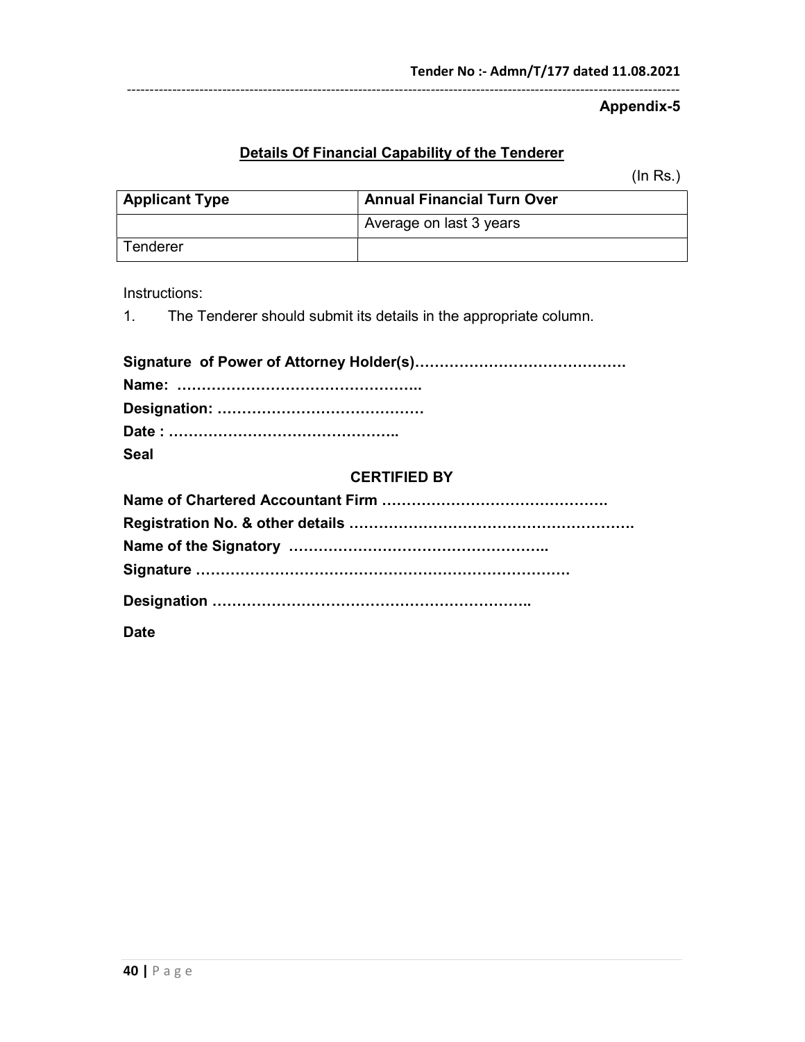**Appendix-5**

## Details Of Financial Capability of the Tenderer

(In Rs.)

| Applicant Type | Annual Financial Turn Over |
| --- | --- |
| | Average on last 3 years |
| Tenderer | |

Instructions:

1. The Tenderer should submit its details in the appropriate column.

**Signature of Power of Attorney Holder(s)…………………………………….**

**Name: …………………………………………..**

**Designation: ……………………………………**

**Date : ………………………………………..**

**Seal**

**CERTIFIED BY**

**Name of Chartered Accountant Firm ……………………………………….**

**Registration No. & other details ………………………………………………….**

**Name of the Signatory ……………………………………………..**

**Signature ………………………………………………………………….**

**Designation ………………………………………………………..**

**Date**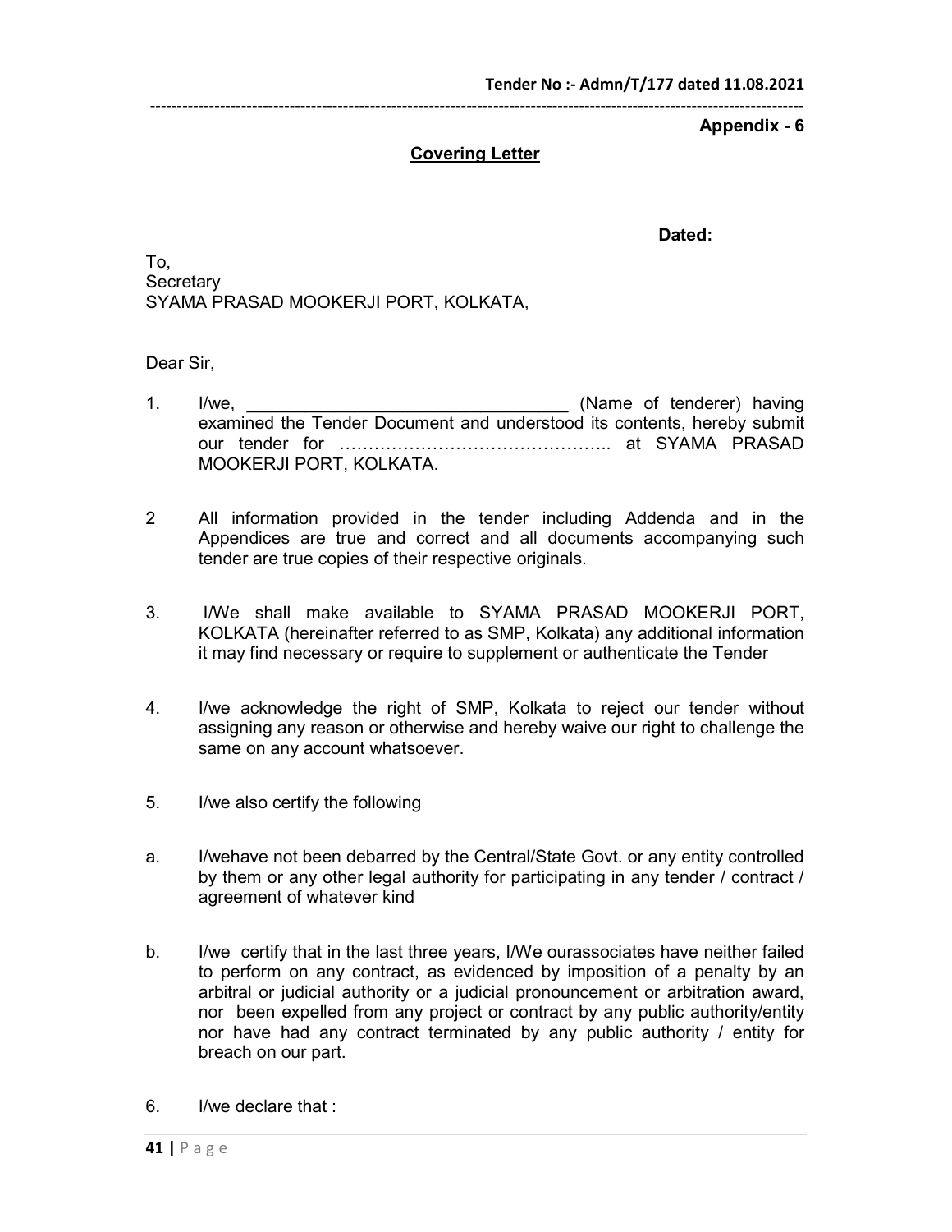**Appendix - 6**

## Covering Letter

**Dated:**

To,
Secretary
SYAMA PRASAD MOOKERJI PORT, KOLKATA,

Dear Sir,

1. I/we, _________________________________ (Name of tenderer) having examined the Tender Document and understood its contents, hereby submit our tender for ……………………………………….. at SYAMA PRASAD MOOKERJI PORT, KOLKATA.

2. All information provided in the tender including Addenda and in the Appendices are true and correct and all documents accompanying such tender are true copies of their respective originals.

3. I/We shall make available to SYAMA PRASAD MOOKERJI PORT, KOLKATA (hereinafter referred to as SMP, Kolkata) any additional information it may find necessary or require to supplement or authenticate the Tender

4. I/we acknowledge the right of SMP, Kolkata to reject our tender without assigning any reason or otherwise and hereby waive our right to challenge the same on any account whatsoever.

5. I/we also certify the following

a. I/wehave not been debarred by the Central/State Govt. or any entity controlled by them or any other legal authority for participating in any tender / contract / agreement of whatever kind

b. I/we certify that in the last three years, I/We ourassociates have neither failed to perform on any contract, as evidenced by imposition of a penalty by an arbitral or judicial authority or a judicial pronouncement or arbitration award, nor been expelled from any project or contract by any public authority/entity nor have had any contract terminated by any public authority / entity for breach on our part.

6. I/we declare that :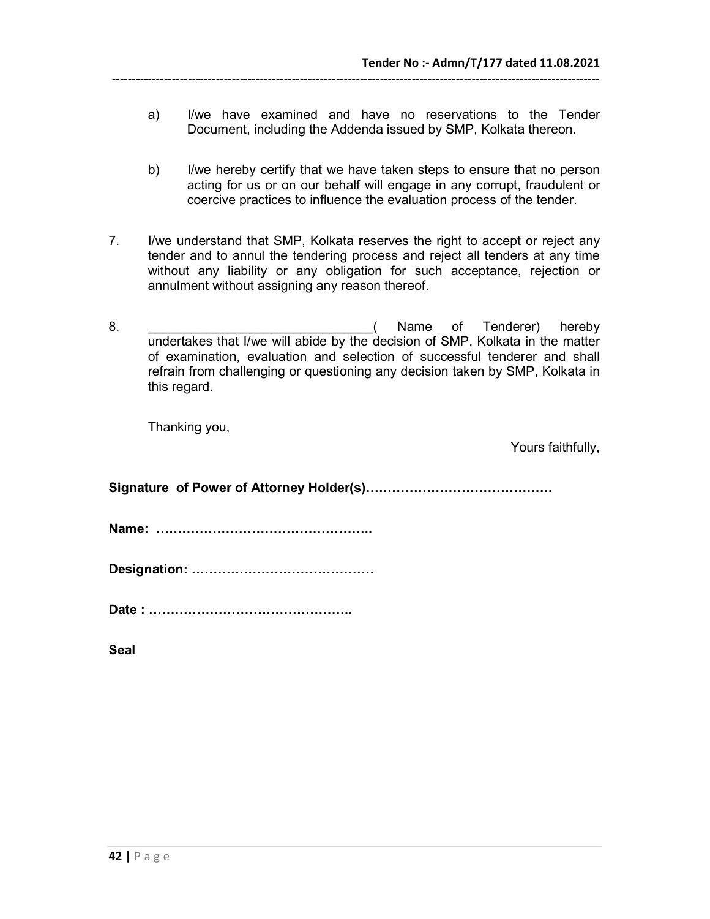a) I/we have examined and have no reservations to the Tender Document, including the Addenda issued by SMP, Kolkata thereon.

b) I/we hereby certify that we have taken steps to ensure that no person acting for us or on our behalf will engage in any corrupt, fraudulent or coercive practices to influence the evaluation process of the tender.

7. I/we understand that SMP, Kolkata reserves the right to accept or reject any tender and to annul the tendering process and reject all tenders at any time without any liability or any obligation for such acceptance, rejection or annulment without assigning any reason thereof.

8. ______________________________( Name of Tenderer) hereby undertakes that I/we will abide by the decision of SMP, Kolkata in the matter of examination, evaluation and selection of successful tenderer and shall refrain from challenging or questioning any decision taken by SMP, Kolkata in this regard.

Thanking you,

Yours faithfully,

**Signature of Power of Attorney Holder(s)…………………………………….**

**Name: …………………………………………..**

**Designation: ……………………………………**

**Date : ………………………………………..**

**Seal**